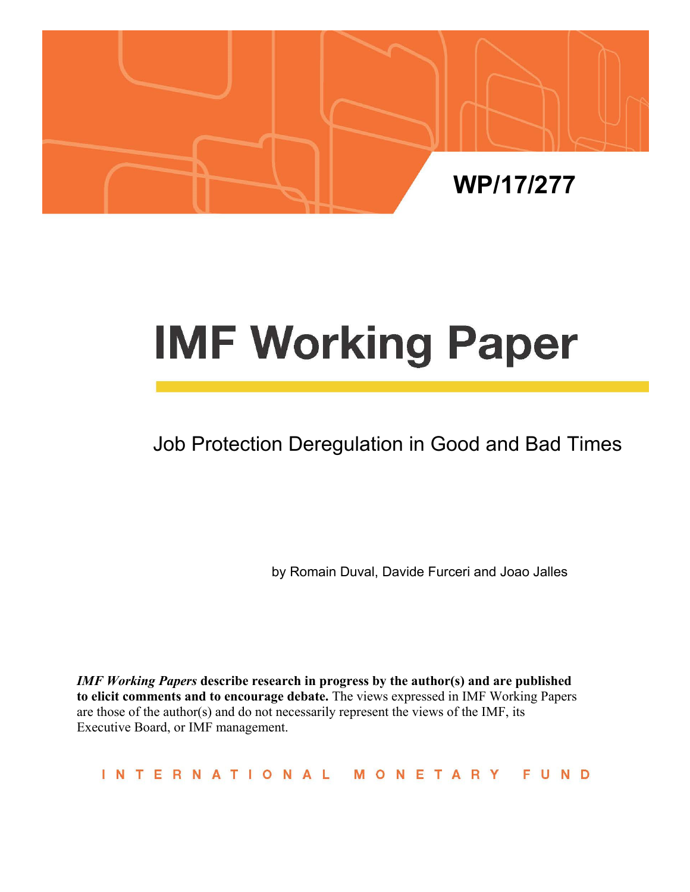WP/17/277

# IMF Working Paper

## Job Protection Deregulation in Good and Bad Times

by Romain Duval, Davide Furceri and Joao Jalles

***IMF Working Papers* describe research in progress by the author(s) and are published to elicit comments and to encourage debate.** The views expressed in IMF Working Papers are those of the author(s) and do not necessarily represent the views of the IMF, its Executive Board, or IMF management.

INTERNATIONAL MONETARY FUND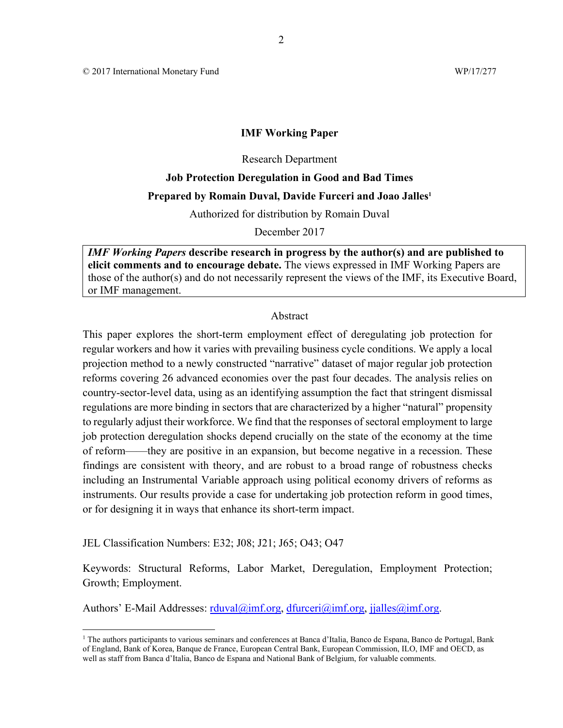© 2017 International Monetary Fund WP/17/277

**IMF Working Paper**

Research Department

**Job Protection Deregulation in Good and Bad Times**

**Prepared by Romain Duval, Davide Furceri and Joao Jalles[1]**

Authorized for distribution by Romain Duval

December 2017

> ***IMF Working Papers*** **describe research in progress by the author(s) and are published to elicit comments and to encourage debate.** The views expressed in IMF Working Papers are those of the author(s) and do not necessarily represent the views of the IMF, its Executive Board, or IMF management.

Abstract

This paper explores the short-term employment effect of deregulating job protection for regular workers and how it varies with prevailing business cycle conditions. We apply a local projection method to a newly constructed "narrative" dataset of major regular job protection reforms covering 26 advanced economies over the past four decades. The analysis relies on country-sector-level data, using as an identifying assumption the fact that stringent dismissal regulations are more binding in sectors that are characterized by a higher "natural" propensity to regularly adjust their workforce. We find that the responses of sectoral employment to large job protection deregulation shocks depend crucially on the state of the economy at the time of reform——they are positive in an expansion, but become negative in a recession. These findings are consistent with theory, and are robust to a broad range of robustness checks including an Instrumental Variable approach using political economy drivers of reforms as instruments. Our results provide a case for undertaking job protection reform in good times, or for designing it in ways that enhance its short-term impact.

JEL Classification Numbers: E32; J08; J21; J65; O43; O47

Keywords: Structural Reforms, Labor Market, Deregulation, Employment Protection; Growth; Employment.

Authors' E-Mail Addresses: rduval@imf.org, dfurceri@imf.org, jjalles@imf.org.

---

[1] The authors participants to various seminars and conferences at Banca d'Italia, Banco de Espana, Banco de Portugal, Bank of England, Bank of Korea, Banque de France, European Central Bank, European Commission, ILO, IMF and OECD, as well as staff from Banca d'Italia, Banco de Espana and National Bank of Belgium, for valuable comments.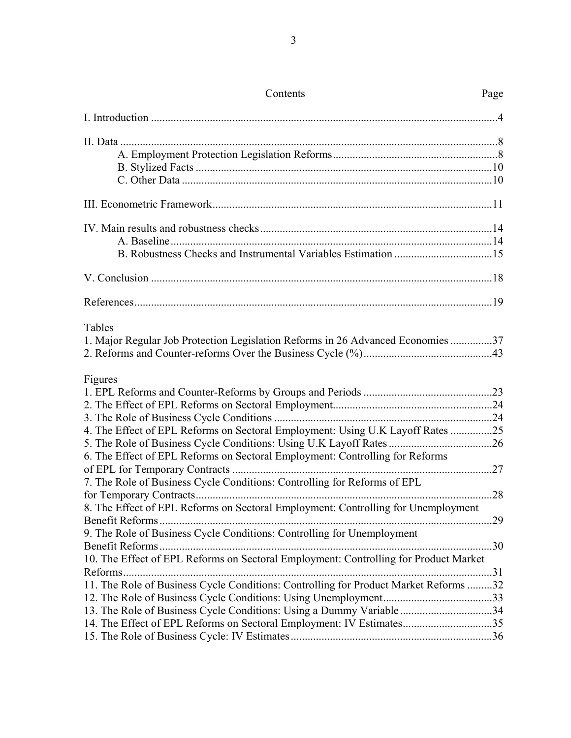## Contents

| Contents | Page |
|---|---|
| I. Introduction | 4 |
| II. Data | 8 |
| A. Employment Protection Legislation Reforms | 8 |
| B. Stylized Facts | 10 |
| C. Other Data | 10 |
| III. Econometric Framework | 11 |
| IV. Main results and robustness checks | 14 |
| A. Baseline | 14 |
| B. Robustness Checks and Instrumental Variables Estimation | 15 |
| V. Conclusion | 18 |
| References | 19 |

Tables

| | |
|---|---|
| 1. Major Regular Job Protection Legislation Reforms in 26 Advanced Economies | 37 |
| 2. Reforms and Counter-reforms Over the Business Cycle (%) | 43 |

Figures

| | |
|---|---|
| 1. EPL Reforms and Counter-Reforms by Groups and Periods | 23 |
| 2. The Effect of EPL Reforms on Sectoral Employment | 24 |
| 3. The Role of Business Cycle Conditions | 24 |
| 4. The Effect of EPL Reforms on Sectoral Employment: Using U.K Layoff Rates | 25 |
| 5. The Role of Business Cycle Conditions: Using U.K Layoff Rates | 26 |
| 6. The Effect of EPL Reforms on Sectoral Employment: Controlling for Reforms of EPL for Temporary Contracts | 27 |
| 7. The Role of Business Cycle Conditions: Controlling for Reforms of EPL for Temporary Contracts | 28 |
| 8. The Effect of EPL Reforms on Sectoral Employment: Controlling for Unemployment Benefit Reforms | 29 |
| 9. The Role of Business Cycle Conditions: Controlling for Unemployment Benefit Reforms | 30 |
| 10. The Effect of EPL Reforms on Sectoral Employment: Controlling for Product Market Reforms | 31 |
| 11. The Role of Business Cycle Conditions: Controlling for Product Market Reforms | 32 |
| 12. The Role of Business Cycle Conditions: Using Unemployment | 33 |
| 13. The Role of Business Cycle Conditions: Using a Dummy Variable | 34 |
| 14. The Effect of EPL Reforms on Sectoral Employment: IV Estimates | 35 |
| 15. The Role of Business Cycle: IV Estimates | 36 |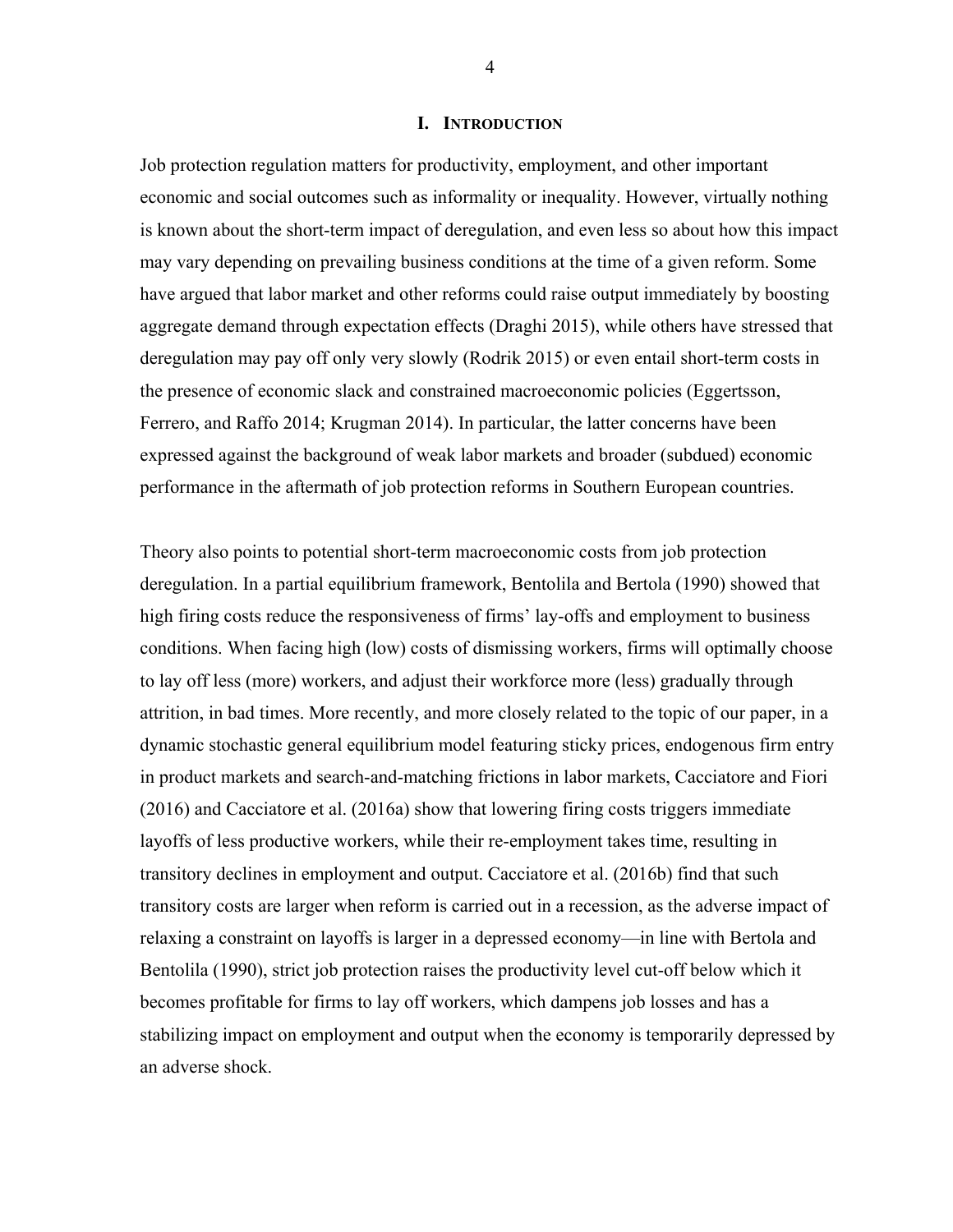# I. INTRODUCTION

Job protection regulation matters for productivity, employment, and other important economic and social outcomes such as informality or inequality. However, virtually nothing is known about the short-term impact of deregulation, and even less so about how this impact may vary depending on prevailing business conditions at the time of a given reform. Some have argued that labor market and other reforms could raise output immediately by boosting aggregate demand through expectation effects (Draghi 2015), while others have stressed that deregulation may pay off only very slowly (Rodrik 2015) or even entail short-term costs in the presence of economic slack and constrained macroeconomic policies (Eggertsson, Ferrero, and Raffo 2014; Krugman 2014). In particular, the latter concerns have been expressed against the background of weak labor markets and broader (subdued) economic performance in the aftermath of job protection reforms in Southern European countries.

Theory also points to potential short-term macroeconomic costs from job protection deregulation. In a partial equilibrium framework, Bentolila and Bertola (1990) showed that high firing costs reduce the responsiveness of firms' lay-offs and employment to business conditions. When facing high (low) costs of dismissing workers, firms will optimally choose to lay off less (more) workers, and adjust their workforce more (less) gradually through attrition, in bad times. More recently, and more closely related to the topic of our paper, in a dynamic stochastic general equilibrium model featuring sticky prices, endogenous firm entry in product markets and search-and-matching frictions in labor markets, Cacciatore and Fiori (2016) and Cacciatore et al. (2016a) show that lowering firing costs triggers immediate layoffs of less productive workers, while their re-employment takes time, resulting in transitory declines in employment and output. Cacciatore et al. (2016b) find that such transitory costs are larger when reform is carried out in a recession, as the adverse impact of relaxing a constraint on layoffs is larger in a depressed economy—in line with Bertola and Bentolila (1990), strict job protection raises the productivity level cut-off below which it becomes profitable for firms to lay off workers, which dampens job losses and has a stabilizing impact on employment and output when the economy is temporarily depressed by an adverse shock.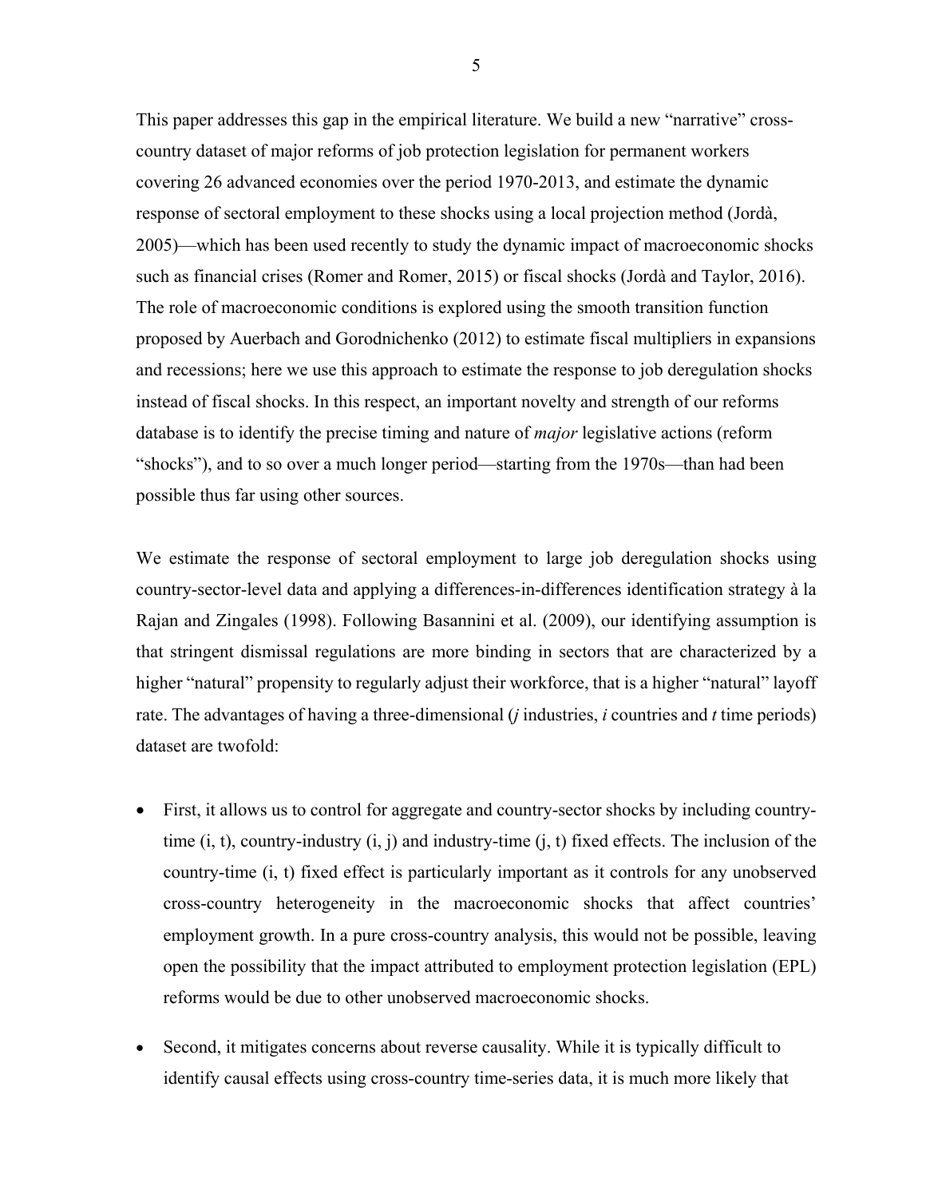This paper addresses this gap in the empirical literature. We build a new "narrative" cross-country dataset of major reforms of job protection legislation for permanent workers covering 26 advanced economies over the period 1970-2013, and estimate the dynamic response of sectoral employment to these shocks using a local projection method (Jordà, 2005)—which has been used recently to study the dynamic impact of macroeconomic shocks such as financial crises (Romer and Romer, 2015) or fiscal shocks (Jordà and Taylor, 2016). The role of macroeconomic conditions is explored using the smooth transition function proposed by Auerbach and Gorodnichenko (2012) to estimate fiscal multipliers in expansions and recessions; here we use this approach to estimate the response to job deregulation shocks instead of fiscal shocks. In this respect, an important novelty and strength of our reforms database is to identify the precise timing and nature of *major* legislative actions (reform "shocks"), and to so over a much longer period—starting from the 1970s—than had been possible thus far using other sources.

We estimate the response of sectoral employment to large job deregulation shocks using country-sector-level data and applying a differences-in-differences identification strategy à la Rajan and Zingales (1998). Following Basannini et al. (2009), our identifying assumption is that stringent dismissal regulations are more binding in sectors that are characterized by a higher "natural" propensity to regularly adjust their workforce, that is a higher "natural" layoff rate. The advantages of having a three-dimensional (*j* industries, *i* countries and *t* time periods) dataset are twofold:

- First, it allows us to control for aggregate and country-sector shocks by including country-time (i, t), country-industry (i, j) and industry-time (j, t) fixed effects. The inclusion of the country-time (i, t) fixed effect is particularly important as it controls for any unobserved cross-country heterogeneity in the macroeconomic shocks that affect countries' employment growth. In a pure cross-country analysis, this would not be possible, leaving open the possibility that the impact attributed to employment protection legislation (EPL) reforms would be due to other unobserved macroeconomic shocks.

- Second, it mitigates concerns about reverse causality. While it is typically difficult to identify causal effects using cross-country time-series data, it is much more likely that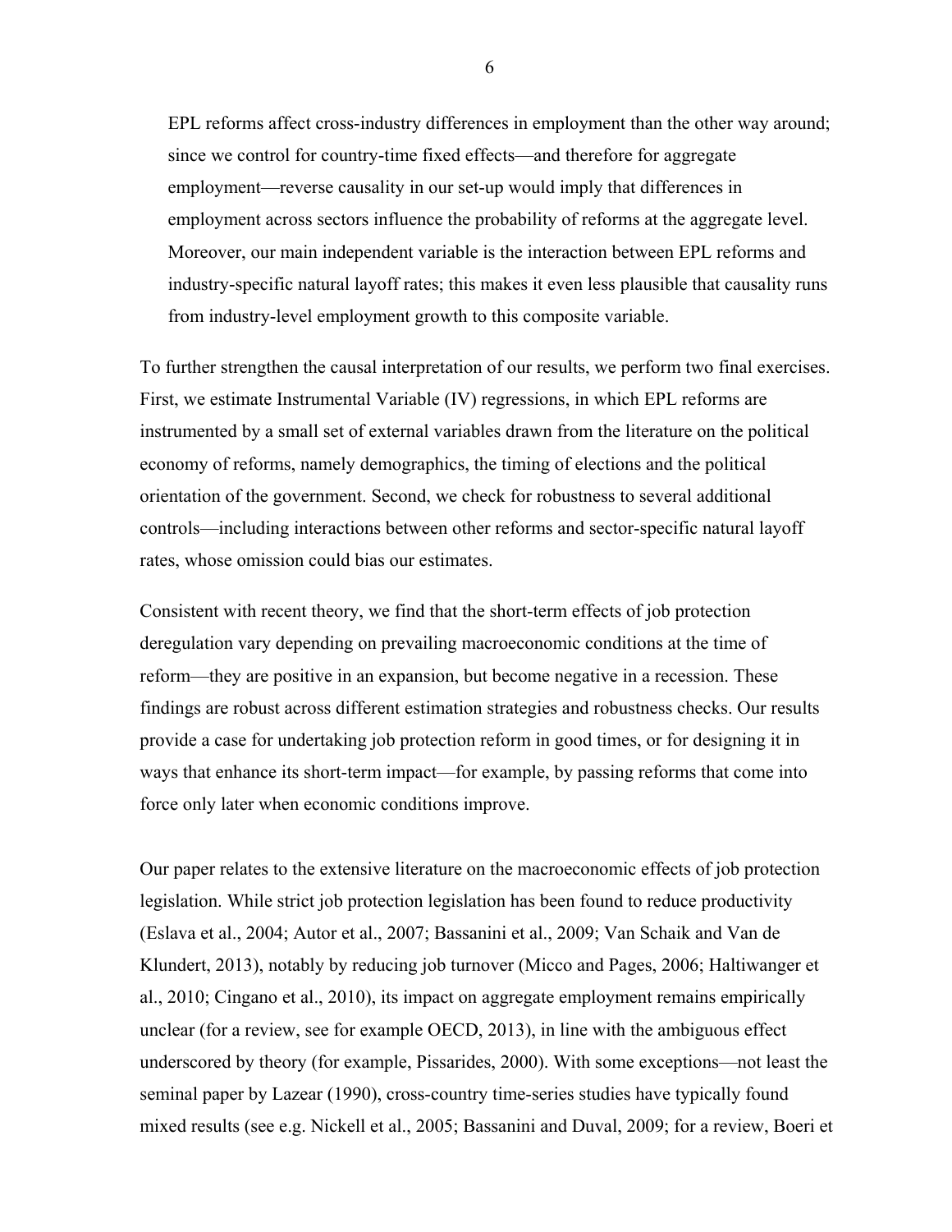EPL reforms affect cross-industry differences in employment than the other way around; since we control for country-time fixed effects—and therefore for aggregate employment—reverse causality in our set-up would imply that differences in employment across sectors influence the probability of reforms at the aggregate level. Moreover, our main independent variable is the interaction between EPL reforms and industry-specific natural layoff rates; this makes it even less plausible that causality runs from industry-level employment growth to this composite variable.

To further strengthen the causal interpretation of our results, we perform two final exercises. First, we estimate Instrumental Variable (IV) regressions, in which EPL reforms are instrumented by a small set of external variables drawn from the literature on the political economy of reforms, namely demographics, the timing of elections and the political orientation of the government. Second, we check for robustness to several additional controls—including interactions between other reforms and sector-specific natural layoff rates, whose omission could bias our estimates.

Consistent with recent theory, we find that the short-term effects of job protection deregulation vary depending on prevailing macroeconomic conditions at the time of reform—they are positive in an expansion, but become negative in a recession. These findings are robust across different estimation strategies and robustness checks. Our results provide a case for undertaking job protection reform in good times, or for designing it in ways that enhance its short-term impact—for example, by passing reforms that come into force only later when economic conditions improve.

Our paper relates to the extensive literature on the macroeconomic effects of job protection legislation. While strict job protection legislation has been found to reduce productivity (Eslava et al., 2004; Autor et al., 2007; Bassanini et al., 2009; Van Schaik and Van de Klundert, 2013), notably by reducing job turnover (Micco and Pages, 2006; Haltiwanger et al., 2010; Cingano et al., 2010), its impact on aggregate employment remains empirically unclear (for a review, see for example OECD, 2013), in line with the ambiguous effect underscored by theory (for example, Pissarides, 2000). With some exceptions—not least the seminal paper by Lazear (1990), cross-country time-series studies have typically found mixed results (see e.g. Nickell et al., 2005; Bassanini and Duval, 2009; for a review, Boeri et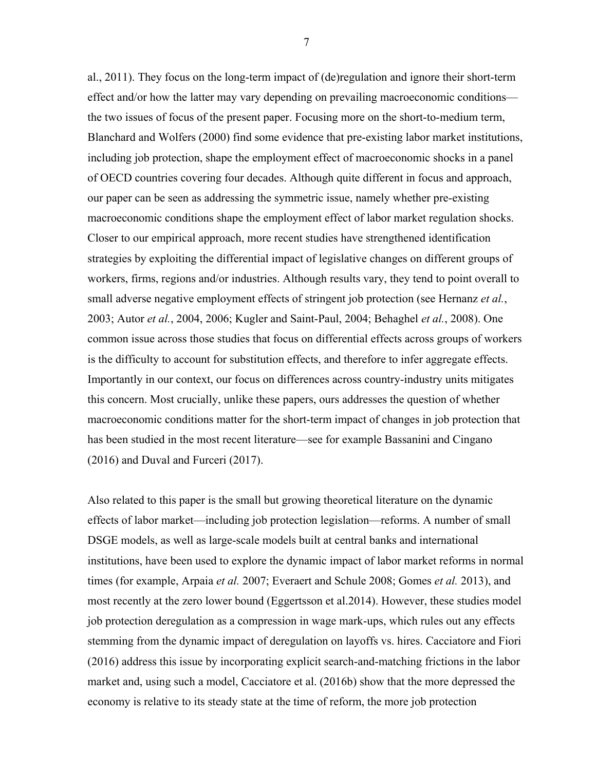al., 2011). They focus on the long-term impact of (de)regulation and ignore their short-term effect and/or how the latter may vary depending on prevailing macroeconomic conditions—the two issues of focus of the present paper. Focusing more on the short-to-medium term, Blanchard and Wolfers (2000) find some evidence that pre-existing labor market institutions, including job protection, shape the employment effect of macroeconomic shocks in a panel of OECD countries covering four decades. Although quite different in focus and approach, our paper can be seen as addressing the symmetric issue, namely whether pre-existing macroeconomic conditions shape the employment effect of labor market regulation shocks. Closer to our empirical approach, more recent studies have strengthened identification strategies by exploiting the differential impact of legislative changes on different groups of workers, firms, regions and/or industries. Although results vary, they tend to point overall to small adverse negative employment effects of stringent job protection (see Hernanz *et al.*, 2003; Autor *et al.*, 2004, 2006; Kugler and Saint-Paul, 2004; Behaghel *et al.*, 2008). One common issue across those studies that focus on differential effects across groups of workers is the difficulty to account for substitution effects, and therefore to infer aggregate effects. Importantly in our context, our focus on differences across country-industry units mitigates this concern. Most crucially, unlike these papers, ours addresses the question of whether macroeconomic conditions matter for the short-term impact of changes in job protection that has been studied in the most recent literature—see for example Bassanini and Cingano (2016) and Duval and Furceri (2017).

Also related to this paper is the small but growing theoretical literature on the dynamic effects of labor market—including job protection legislation—reforms. A number of small DSGE models, as well as large-scale models built at central banks and international institutions, have been used to explore the dynamic impact of labor market reforms in normal times (for example, Arpaia *et al.* 2007; Everaert and Schule 2008; Gomes *et al.* 2013), and most recently at the zero lower bound (Eggertsson et al.2014). However, these studies model job protection deregulation as a compression in wage mark-ups, which rules out any effects stemming from the dynamic impact of deregulation on layoffs vs. hires. Cacciatore and Fiori (2016) address this issue by incorporating explicit search-and-matching frictions in the labor market and, using such a model, Cacciatore et al. (2016b) show that the more depressed the economy is relative to its steady state at the time of reform, the more job protection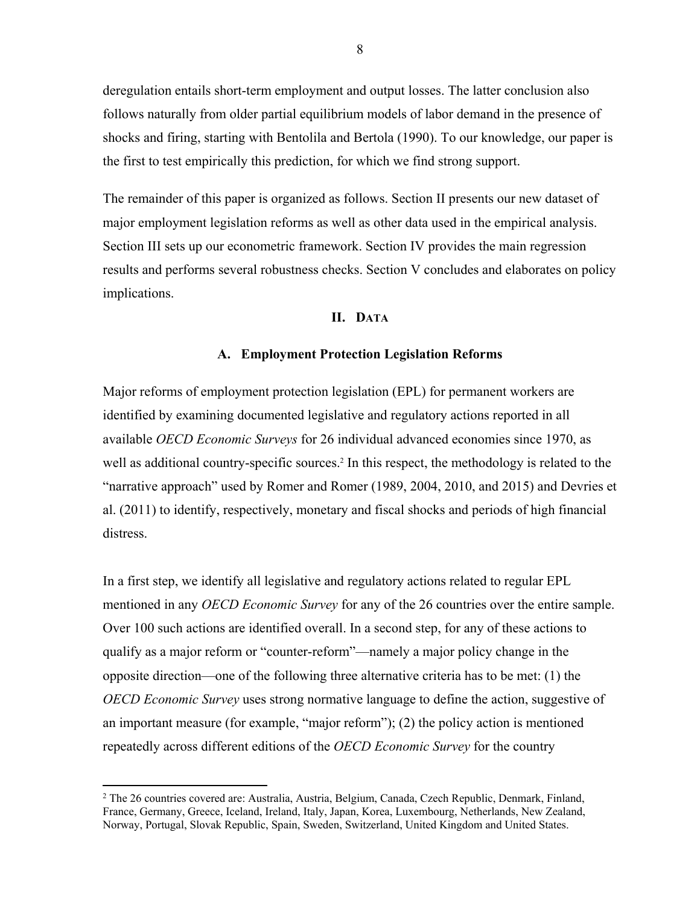deregulation entails short-term employment and output losses. The latter conclusion also follows naturally from older partial equilibrium models of labor demand in the presence of shocks and firing, starting with Bentolila and Bertola (1990). To our knowledge, our paper is the first to test empirically this prediction, for which we find strong support.

The remainder of this paper is organized as follows. Section II presents our new dataset of major employment legislation reforms as well as other data used in the empirical analysis. Section III sets up our econometric framework. Section IV provides the main regression results and performs several robustness checks. Section V concludes and elaborates on policy implications.

## II. Data

### A. Employment Protection Legislation Reforms

Major reforms of employment protection legislation (EPL) for permanent workers are identified by examining documented legislative and regulatory actions reported in all available *OECD Economic Surveys* for 26 individual advanced economies since 1970, as well as additional country-specific sources.[2] In this respect, the methodology is related to the "narrative approach" used by Romer and Romer (1989, 2004, 2010, and 2015) and Devries et al. (2011) to identify, respectively, monetary and fiscal shocks and periods of high financial distress.

In a first step, we identify all legislative and regulatory actions related to regular EPL mentioned in any *OECD Economic Survey* for any of the 26 countries over the entire sample. Over 100 such actions are identified overall. In a second step, for any of these actions to qualify as a major reform or "counter-reform"—namely a major policy change in the opposite direction—one of the following three alternative criteria has to be met: (1) the *OECD Economic Survey* uses strong normative language to define the action, suggestive of an important measure (for example, "major reform"); (2) the policy action is mentioned repeatedly across different editions of the *OECD Economic Survey* for the country

[2] The 26 countries covered are: Australia, Austria, Belgium, Canada, Czech Republic, Denmark, Finland, France, Germany, Greece, Iceland, Ireland, Italy, Japan, Korea, Luxembourg, Netherlands, New Zealand, Norway, Portugal, Slovak Republic, Spain, Sweden, Switzerland, United Kingdom and United States.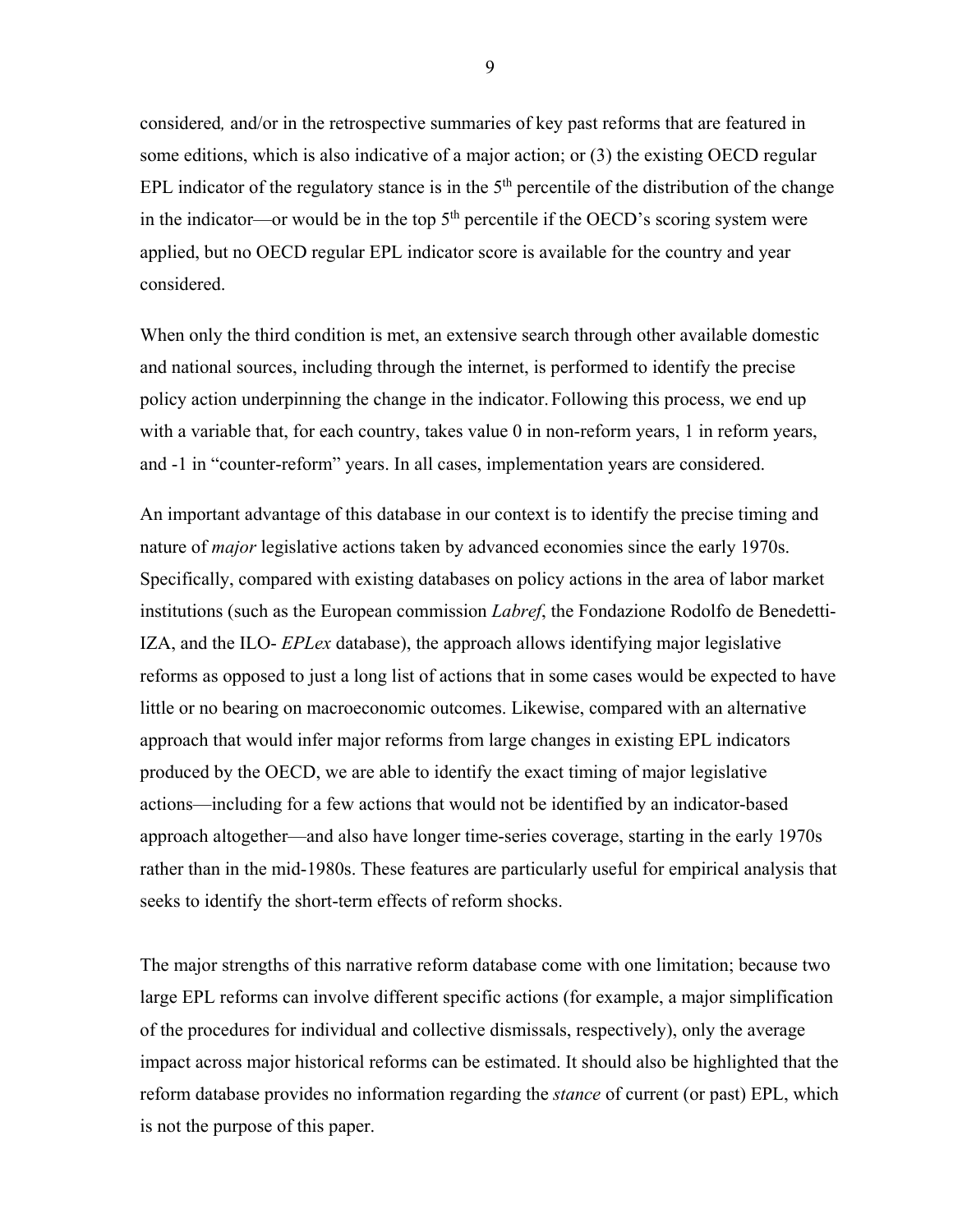considered*,* and/or in the retrospective summaries of key past reforms that are featured in some editions, which is also indicative of a major action; or (3) the existing OECD regular EPL indicator of the regulatory stance is in the 5$^{th}$ percentile of the distribution of the change in the indicator—or would be in the top 5$^{th}$ percentile if the OECD's scoring system were applied, but no OECD regular EPL indicator score is available for the country and year considered.

When only the third condition is met, an extensive search through other available domestic and national sources, including through the internet, is performed to identify the precise policy action underpinning the change in the indicator. Following this process, we end up with a variable that, for each country, takes value 0 in non-reform years, 1 in reform years, and -1 in "counter-reform" years. In all cases, implementation years are considered.

An important advantage of this database in our context is to identify the precise timing and nature of *major* legislative actions taken by advanced economies since the early 1970s. Specifically, compared with existing databases on policy actions in the area of labor market institutions (such as the European commission *Labref*, the Fondazione Rodolfo de Benedetti-IZA, and the ILO- *EPLex* database), the approach allows identifying major legislative reforms as opposed to just a long list of actions that in some cases would be expected to have little or no bearing on macroeconomic outcomes. Likewise, compared with an alternative approach that would infer major reforms from large changes in existing EPL indicators produced by the OECD, we are able to identify the exact timing of major legislative actions—including for a few actions that would not be identified by an indicator-based approach altogether—and also have longer time-series coverage, starting in the early 1970s rather than in the mid-1980s. These features are particularly useful for empirical analysis that seeks to identify the short-term effects of reform shocks.

The major strengths of this narrative reform database come with one limitation; because two large EPL reforms can involve different specific actions (for example, a major simplification of the procedures for individual and collective dismissals, respectively), only the average impact across major historical reforms can be estimated. It should also be highlighted that the reform database provides no information regarding the *stance* of current (or past) EPL, which is not the purpose of this paper.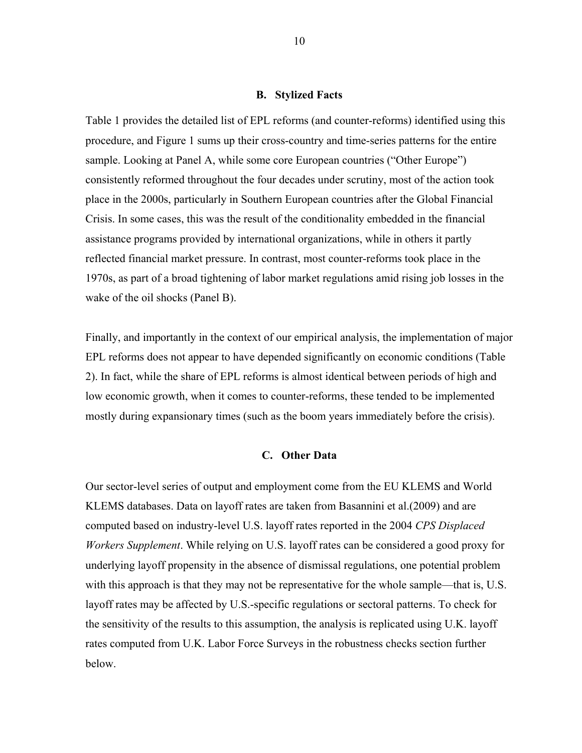### B. Stylized Facts

Table 1 provides the detailed list of EPL reforms (and counter-reforms) identified using this procedure, and Figure 1 sums up their cross-country and time-series patterns for the entire sample. Looking at Panel A, while some core European countries ("Other Europe") consistently reformed throughout the four decades under scrutiny, most of the action took place in the 2000s, particularly in Southern European countries after the Global Financial Crisis. In some cases, this was the result of the conditionality embedded in the financial assistance programs provided by international organizations, while in others it partly reflected financial market pressure. In contrast, most counter-reforms took place in the 1970s, as part of a broad tightening of labor market regulations amid rising job losses in the wake of the oil shocks (Panel B).

Finally, and importantly in the context of our empirical analysis, the implementation of major EPL reforms does not appear to have depended significantly on economic conditions (Table 2). In fact, while the share of EPL reforms is almost identical between periods of high and low economic growth, when it comes to counter-reforms, these tended to be implemented mostly during expansionary times (such as the boom years immediately before the crisis).

### C. Other Data

Our sector-level series of output and employment come from the EU KLEMS and World KLEMS databases. Data on layoff rates are taken from Basannini et al.(2009) and are computed based on industry-level U.S. layoff rates reported in the 2004 *CPS Displaced Workers Supplement*. While relying on U.S. layoff rates can be considered a good proxy for underlying layoff propensity in the absence of dismissal regulations, one potential problem with this approach is that they may not be representative for the whole sample—that is, U.S. layoff rates may be affected by U.S.-specific regulations or sectoral patterns. To check for the sensitivity of the results to this assumption, the analysis is replicated using U.K. layoff rates computed from U.K. Labor Force Surveys in the robustness checks section further below.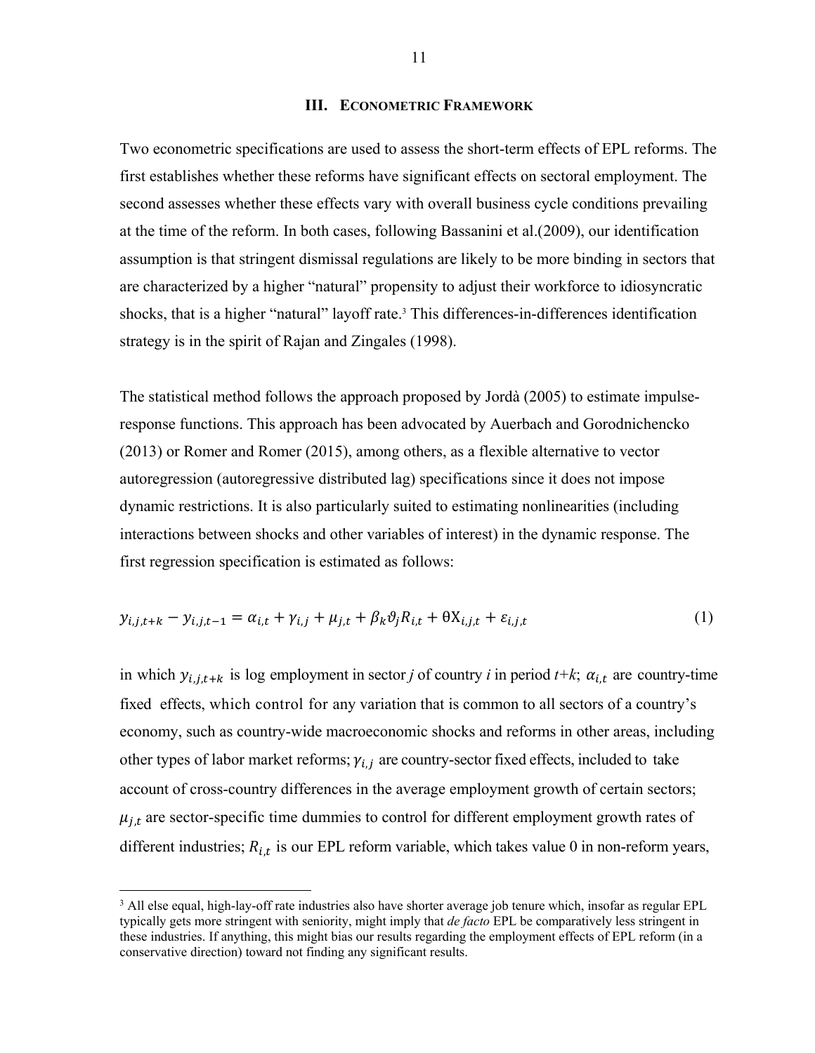## III. ECONOMETRIC FRAMEWORK

Two econometric specifications are used to assess the short-term effects of EPL reforms. The first establishes whether these reforms have significant effects on sectoral employment. The second assesses whether these effects vary with overall business cycle conditions prevailing at the time of the reform. In both cases, following Bassanini et al.(2009), our identification assumption is that stringent dismissal regulations are likely to be more binding in sectors that are characterized by a higher "natural" propensity to adjust their workforce to idiosyncratic shocks, that is a higher "natural" layoff rate.[3] This differences-in-differences identification strategy is in the spirit of Rajan and Zingales (1998).

The statistical method follows the approach proposed by Jordà (2005) to estimate impulse-response functions. This approach has been advocated by Auerbach and Gorodnichenko (2013) or Romer and Romer (2015), among others, as a flexible alternative to vector autoregression (autoregressive distributed lag) specifications since it does not impose dynamic restrictions. It is also particularly suited to estimating nonlinearities (including interactions between shocks and other variables of interest) in the dynamic response. The first regression specification is estimated as follows:

$$y_{i,j,t+k} - y_{i,j,t-1} = \alpha_{i,t} + \gamma_{i,j} + \mu_{j,t} + \beta_k \vartheta_j R_{i,t} + \theta X_{i,j,t} + \varepsilon_{i,j,t} \tag{1}$$

in which $y_{i,j,t+k}$ is log employment in sector *j* of country *i* in period *t+k*; $\alpha_{i,t}$ are country-time fixed effects, which control for any variation that is common to all sectors of a country's economy, such as country-wide macroeconomic shocks and reforms in other areas, including other types of labor market reforms; $\gamma_{i,j}$ are country-sector fixed effects, included to take account of cross-country differences in the average employment growth of certain sectors; $\mu_{j,t}$ are sector-specific time dummies to control for different employment growth rates of different industries; $R_{i,t}$ is our EPL reform variable, which takes value 0 in non-reform years,

[3] All else equal, high-lay-off rate industries also have shorter average job tenure which, insofar as regular EPL typically gets more stringent with seniority, might imply that *de facto* EPL be comparatively less stringent in these industries. If anything, this might bias our results regarding the employment effects of EPL reform (in a conservative direction) toward not finding any significant results.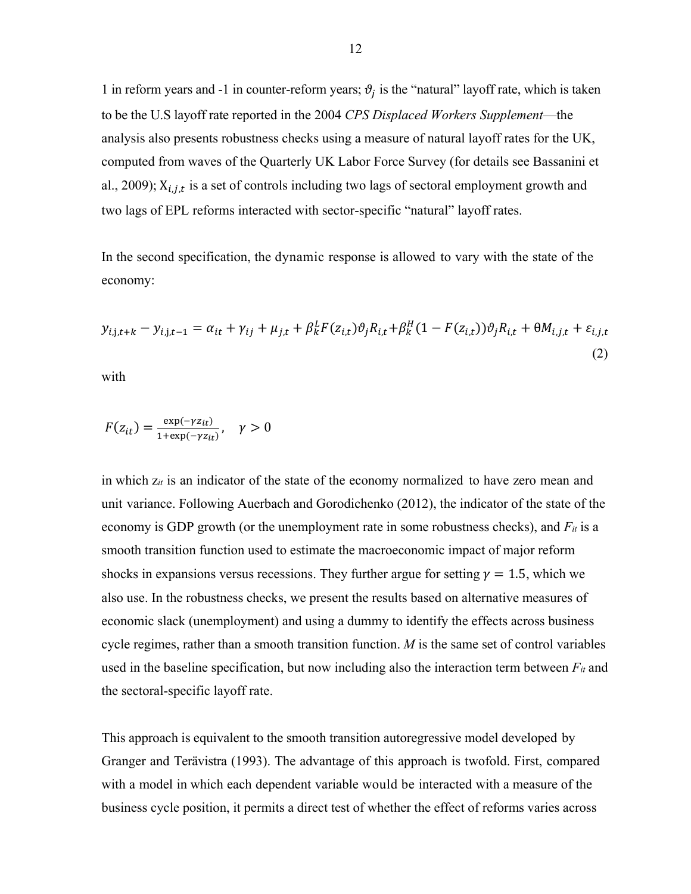1 in reform years and -1 in counter-reform years; $\vartheta_j$ is the "natural" layoff rate, which is taken to be the U.S layoff rate reported in the 2004 *CPS Displaced Workers Supplement*—the analysis also presents robustness checks using a measure of natural layoff rates for the UK, computed from waves of the Quarterly UK Labor Force Survey (for details see Bassanini et al., 2009); $X_{i,j,t}$ is a set of controls including two lags of sectoral employment growth and two lags of EPL reforms interacted with sector-specific "natural" layoff rates.

In the second specification, the dynamic response is allowed to vary with the state of the economy:

$$y_{i,j,t+k} - y_{i,j,t-1} = \alpha_{it} + \gamma_{ij} + \mu_{j,t} + \beta_k^L F(z_{i,t})\vartheta_j R_{i,t} + \beta_k^H (1 - F(z_{i,t}))\vartheta_j R_{i,t} + \theta M_{i,j,t} + \varepsilon_{i,j,t} \tag{2}$$

with

$$F(z_{it}) = \frac{\exp(-\gamma z_{it})}{1+\exp(-\gamma z_{it})}, \quad \gamma > 0$$

in which $z_{it}$ is an indicator of the state of the economy normalized to have zero mean and unit variance. Following Auerbach and Gorodichenko (2012), the indicator of the state of the economy is GDP growth (or the unemployment rate in some robustness checks), and $F_{it}$ is a smooth transition function used to estimate the macroeconomic impact of major reform shocks in expansions versus recessions. They further argue for setting $\gamma = 1.5$, which we also use. In the robustness checks, we present the results based on alternative measures of economic slack (unemployment) and using a dummy to identify the effects across business cycle regimes, rather than a smooth transition function. *M* is the same set of control variables used in the baseline specification, but now including also the interaction term between $F_{it}$ and the sectoral-specific layoff rate.

This approach is equivalent to the smooth transition autoregressive model developed by Granger and Terävistra (1993). The advantage of this approach is twofold. First, compared with a model in which each dependent variable would be interacted with a measure of the business cycle position, it permits a direct test of whether the effect of reforms varies across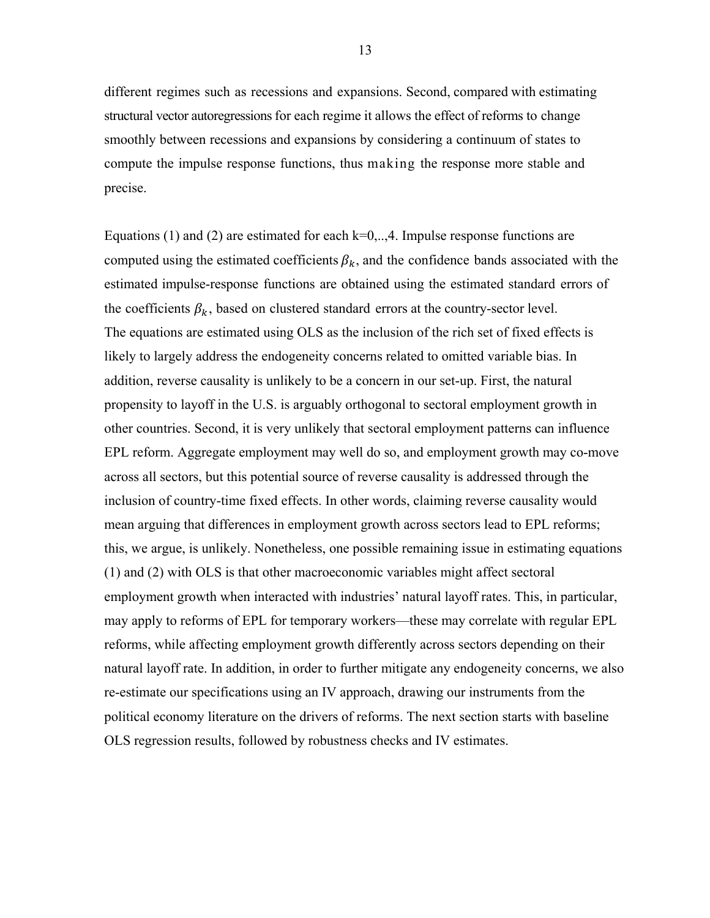different regimes such as recessions and expansions. Second, compared with estimating structural vector autoregressions for each regime it allows the effect of reforms to change smoothly between recessions and expansions by considering a continuum of states to compute the impulse response functions, thus making the response more stable and precise.

Equations (1) and (2) are estimated for each k=0,..,4. Impulse response functions are computed using the estimated coefficients $\beta_k$, and the confidence bands associated with the estimated impulse-response functions are obtained using the estimated standard errors of the coefficients $\beta_k$, based on clustered standard errors at the country-sector level. The equations are estimated using OLS as the inclusion of the rich set of fixed effects is likely to largely address the endogeneity concerns related to omitted variable bias. In addition, reverse causality is unlikely to be a concern in our set-up. First, the natural propensity to layoff in the U.S. is arguably orthogonal to sectoral employment growth in other countries. Second, it is very unlikely that sectoral employment patterns can influence EPL reform. Aggregate employment may well do so, and employment growth may co-move across all sectors, but this potential source of reverse causality is addressed through the inclusion of country-time fixed effects. In other words, claiming reverse causality would mean arguing that differences in employment growth across sectors lead to EPL reforms; this, we argue, is unlikely. Nonetheless, one possible remaining issue in estimating equations (1) and (2) with OLS is that other macroeconomic variables might affect sectoral employment growth when interacted with industries' natural layoff rates. This, in particular, may apply to reforms of EPL for temporary workers—these may correlate with regular EPL reforms, while affecting employment growth differently across sectors depending on their natural layoff rate. In addition, in order to further mitigate any endogeneity concerns, we also re-estimate our specifications using an IV approach, drawing our instruments from the political economy literature on the drivers of reforms. The next section starts with baseline OLS regression results, followed by robustness checks and IV estimates.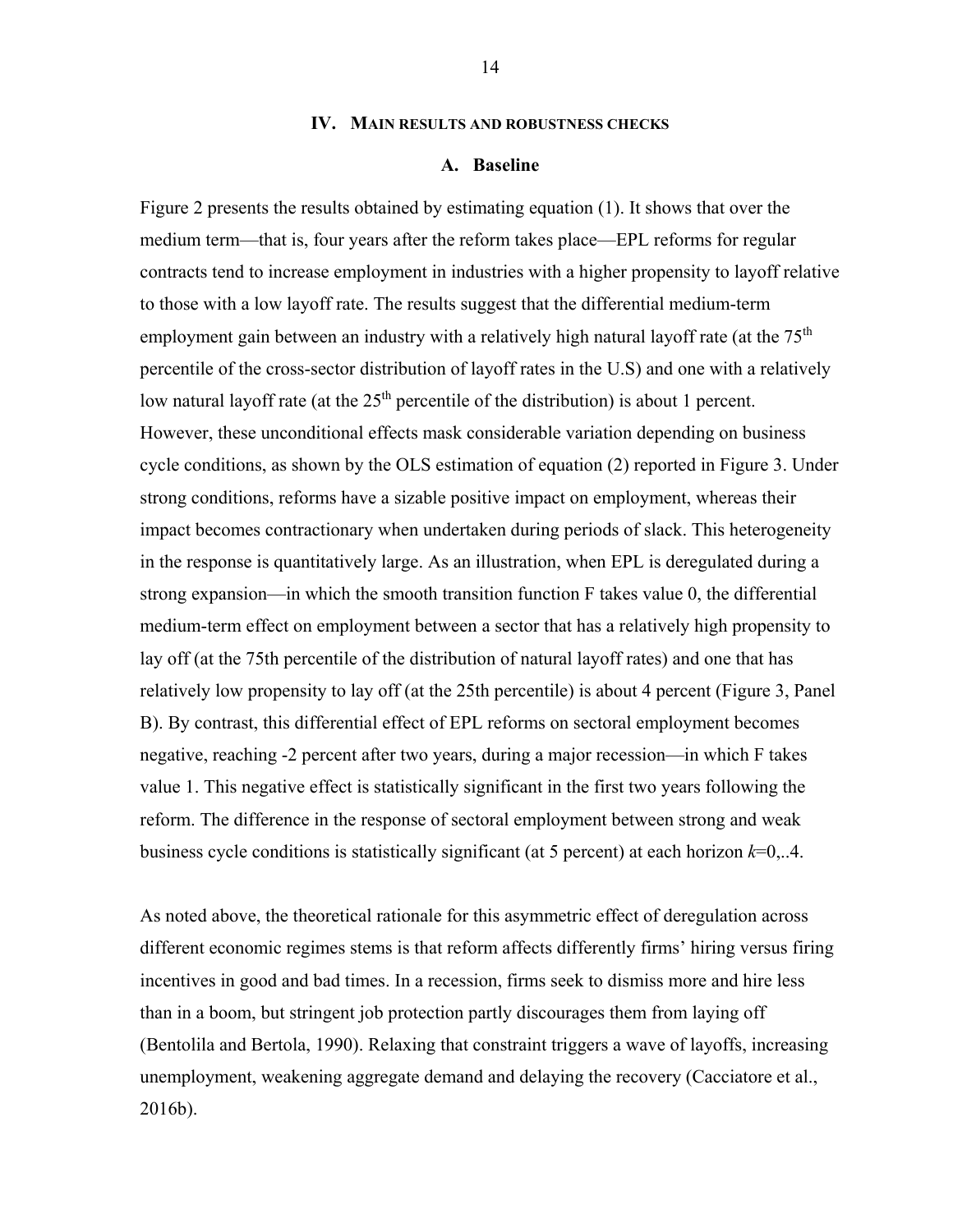## IV. Main results and robustness checks

### A. Baseline

Figure 2 presents the results obtained by estimating equation (1). It shows that over the medium term—that is, four years after the reform takes place—EPL reforms for regular contracts tend to increase employment in industries with a higher propensity to layoff relative to those with a low layoff rate. The results suggest that the differential medium-term employment gain between an industry with a relatively high natural layoff rate (at the 75$^{th}$ percentile of the cross-sector distribution of layoff rates in the U.S) and one with a relatively low natural layoff rate (at the 25$^{th}$ percentile of the distribution) is about 1 percent. However, these unconditional effects mask considerable variation depending on business cycle conditions, as shown by the OLS estimation of equation (2) reported in Figure 3. Under strong conditions, reforms have a sizable positive impact on employment, whereas their impact becomes contractionary when undertaken during periods of slack. This heterogeneity in the response is quantitatively large. As an illustration, when EPL is deregulated during a strong expansion—in which the smooth transition function F takes value 0, the differential medium-term effect on employment between a sector that has a relatively high propensity to lay off (at the 75th percentile of the distribution of natural layoff rates) and one that has relatively low propensity to lay off (at the 25th percentile) is about 4 percent (Figure 3, Panel B). By contrast, this differential effect of EPL reforms on sectoral employment becomes negative, reaching -2 percent after two years, during a major recession—in which F takes value 1. This negative effect is statistically significant in the first two years following the reform. The difference in the response of sectoral employment between strong and weak business cycle conditions is statistically significant (at 5 percent) at each horizon $k$=0,..4.

As noted above, the theoretical rationale for this asymmetric effect of deregulation across different economic regimes stems is that reform affects differently firms' hiring versus firing incentives in good and bad times. In a recession, firms seek to dismiss more and hire less than in a boom, but stringent job protection partly discourages them from laying off (Bentolila and Bertola, 1990). Relaxing that constraint triggers a wave of layoffs, increasing unemployment, weakening aggregate demand and delaying the recovery (Cacciatore et al., 2016b).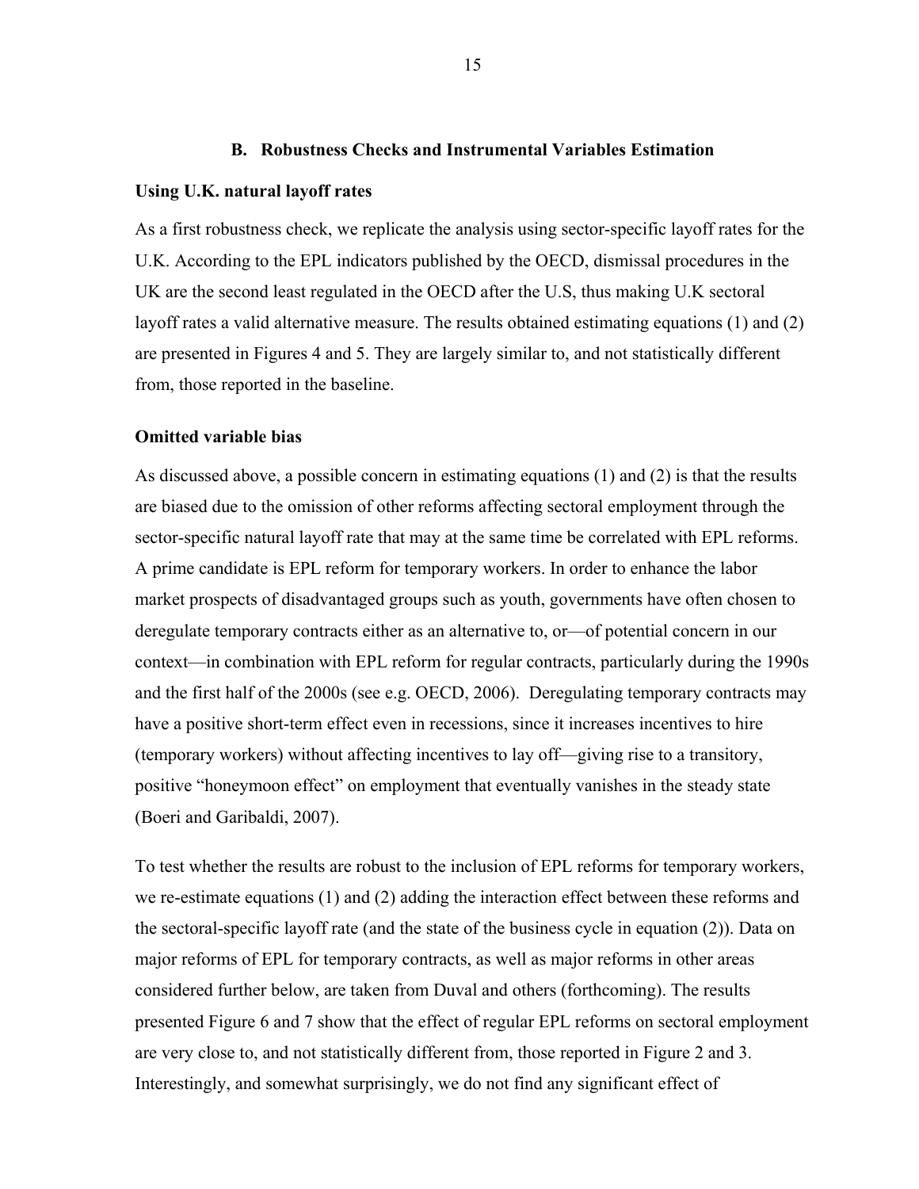### B. Robustness Checks and Instrumental Variables Estimation

**Using U.K. natural layoff rates**

As a first robustness check, we replicate the analysis using sector-specific layoff rates for the U.K. According to the EPL indicators published by the OECD, dismissal procedures in the UK are the second least regulated in the OECD after the U.S, thus making U.K sectoral layoff rates a valid alternative measure. The results obtained estimating equations (1) and (2) are presented in Figures 4 and 5. They are largely similar to, and not statistically different from, those reported in the baseline.

**Omitted variable bias**

As discussed above, a possible concern in estimating equations (1) and (2) is that the results are biased due to the omission of other reforms affecting sectoral employment through the sector-specific natural layoff rate that may at the same time be correlated with EPL reforms. A prime candidate is EPL reform for temporary workers. In order to enhance the labor market prospects of disadvantaged groups such as youth, governments have often chosen to deregulate temporary contracts either as an alternative to, or—of potential concern in our context—in combination with EPL reform for regular contracts, particularly during the 1990s and the first half of the 2000s (see e.g. OECD, 2006). Deregulating temporary contracts may have a positive short-term effect even in recessions, since it increases incentives to hire (temporary workers) without affecting incentives to lay off—giving rise to a transitory, positive "honeymoon effect" on employment that eventually vanishes in the steady state (Boeri and Garibaldi, 2007).

To test whether the results are robust to the inclusion of EPL reforms for temporary workers, we re-estimate equations (1) and (2) adding the interaction effect between these reforms and the sectoral-specific layoff rate (and the state of the business cycle in equation (2)). Data on major reforms of EPL for temporary contracts, as well as major reforms in other areas considered further below, are taken from Duval and others (forthcoming). The results presented Figure 6 and 7 show that the effect of regular EPL reforms on sectoral employment are very close to, and not statistically different from, those reported in Figure 2 and 3. Interestingly, and somewhat surprisingly, we do not find any significant effect of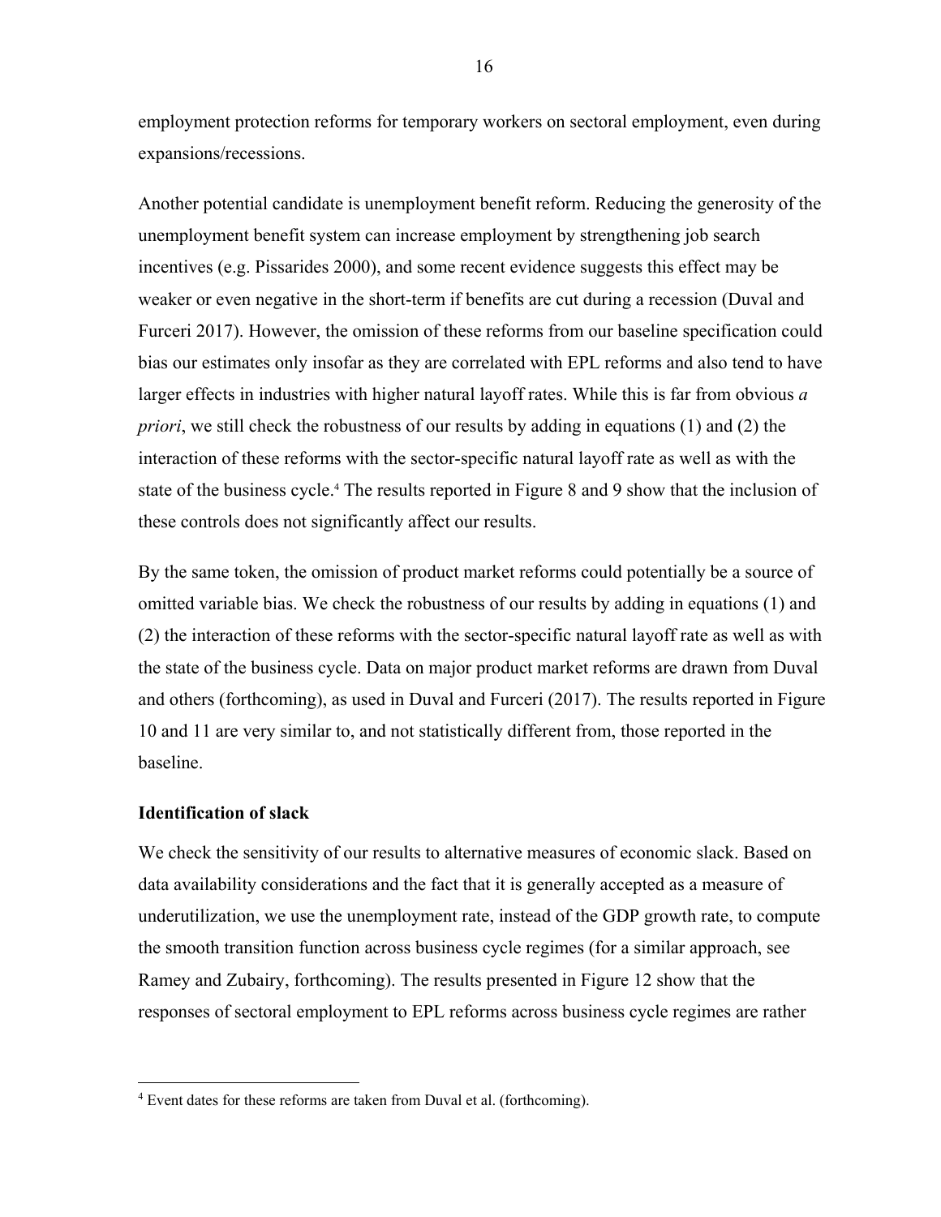employment protection reforms for temporary workers on sectoral employment, even during expansions/recessions.

Another potential candidate is unemployment benefit reform. Reducing the generosity of the unemployment benefit system can increase employment by strengthening job search incentives (e.g. Pissarides 2000), and some recent evidence suggests this effect may be weaker or even negative in the short-term if benefits are cut during a recession (Duval and Furceri 2017). However, the omission of these reforms from our baseline specification could bias our estimates only insofar as they are correlated with EPL reforms and also tend to have larger effects in industries with higher natural layoff rates. While this is far from obvious *a priori*, we still check the robustness of our results by adding in equations (1) and (2) the interaction of these reforms with the sector-specific natural layoff rate as well as with the state of the business cycle.[4] The results reported in Figure 8 and 9 show that the inclusion of these controls does not significantly affect our results.

By the same token, the omission of product market reforms could potentially be a source of omitted variable bias. We check the robustness of our results by adding in equations (1) and (2) the interaction of these reforms with the sector-specific natural layoff rate as well as with the state of the business cycle. Data on major product market reforms are drawn from Duval and others (forthcoming), as used in Duval and Furceri (2017). The results reported in Figure 10 and 11 are very similar to, and not statistically different from, those reported in the baseline.

**Identification of slack**

We check the sensitivity of our results to alternative measures of economic slack. Based on data availability considerations and the fact that it is generally accepted as a measure of underutilization, we use the unemployment rate, instead of the GDP growth rate, to compute the smooth transition function across business cycle regimes (for a similar approach, see Ramey and Zubairy, forthcoming). The results presented in Figure 12 show that the responses of sectoral employment to EPL reforms across business cycle regimes are rather

[4] Event dates for these reforms are taken from Duval et al. (forthcoming).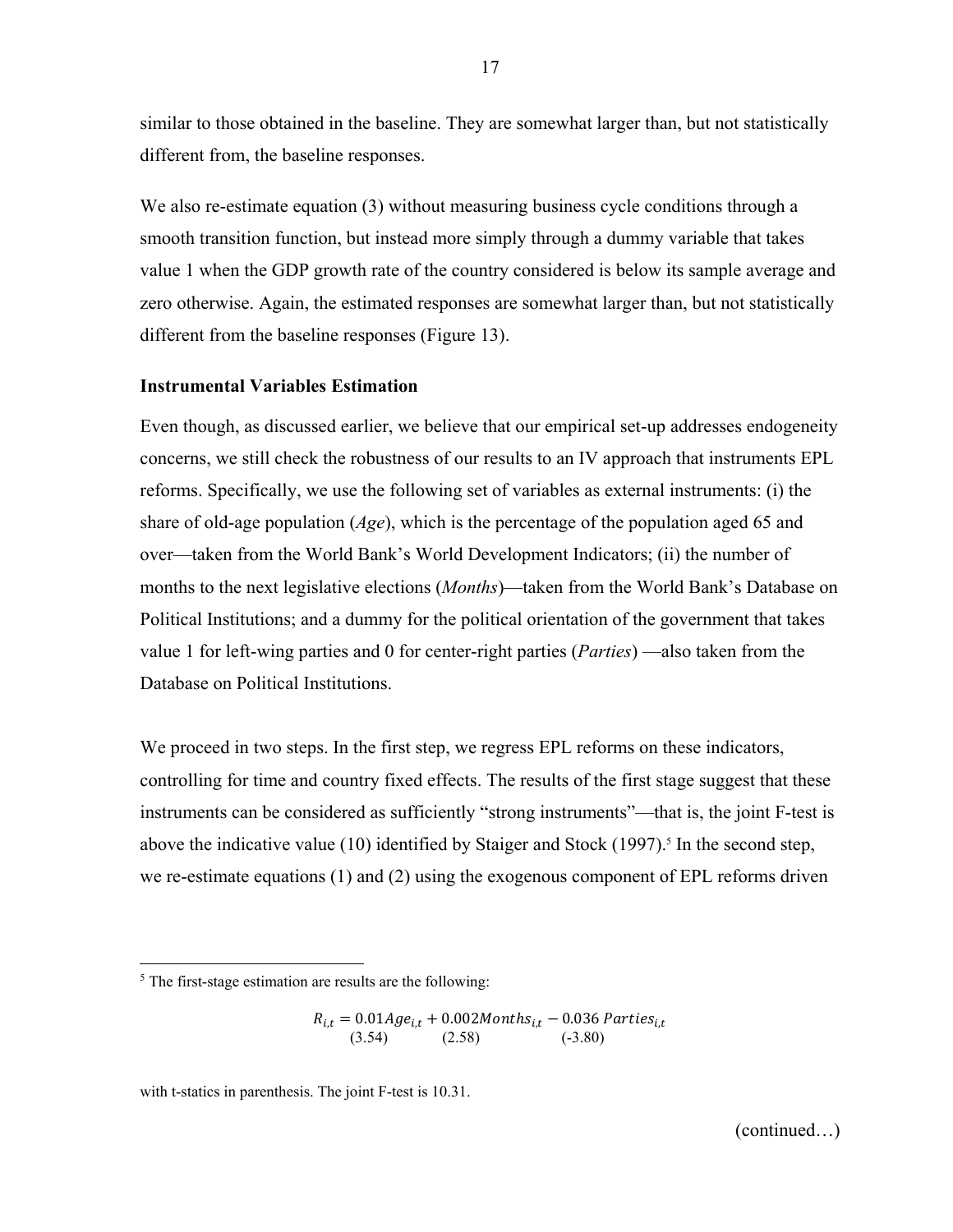similar to those obtained in the baseline. They are somewhat larger than, but not statistically different from, the baseline responses.

We also re-estimate equation (3) without measuring business cycle conditions through a smooth transition function, but instead more simply through a dummy variable that takes value 1 when the GDP growth rate of the country considered is below its sample average and zero otherwise. Again, the estimated responses are somewhat larger than, but not statistically different from the baseline responses (Figure 13).

### Instrumental Variables Estimation

Even though, as discussed earlier, we believe that our empirical set-up addresses endogeneity concerns, we still check the robustness of our results to an IV approach that instruments EPL reforms. Specifically, we use the following set of variables as external instruments: (i) the share of old-age population (*Age*), which is the percentage of the population aged 65 and over—taken from the World Bank's World Development Indicators; (ii) the number of months to the next legislative elections (*Months*)—taken from the World Bank's Database on Political Institutions; and a dummy for the political orientation of the government that takes value 1 for left-wing parties and 0 for center-right parties (*Parties*) —also taken from the Database on Political Institutions.

We proceed in two steps. In the first step, we regress EPL reforms on these indicators, controlling for time and country fixed effects. The results of the first stage suggest that these instruments can be considered as sufficiently "strong instruments"—that is, the joint F-test is above the indicative value (10) identified by Staiger and Stock (1997).[5] In the second step, we re-estimate equations (1) and (2) using the exogenous component of EPL reforms driven

---

[5] The first-stage estimation are results are the following:

$$R_{i,t} = \underset{(3.54)}{0.01 Age_{i,t}} + \underset{(2.58)}{0.002 Months_{i,t}} - \underset{(-3.80)}{0.036\, Parties_{i,t}}$$

with t-statics in parenthesis. The joint F-test is 10.31.

(continued…)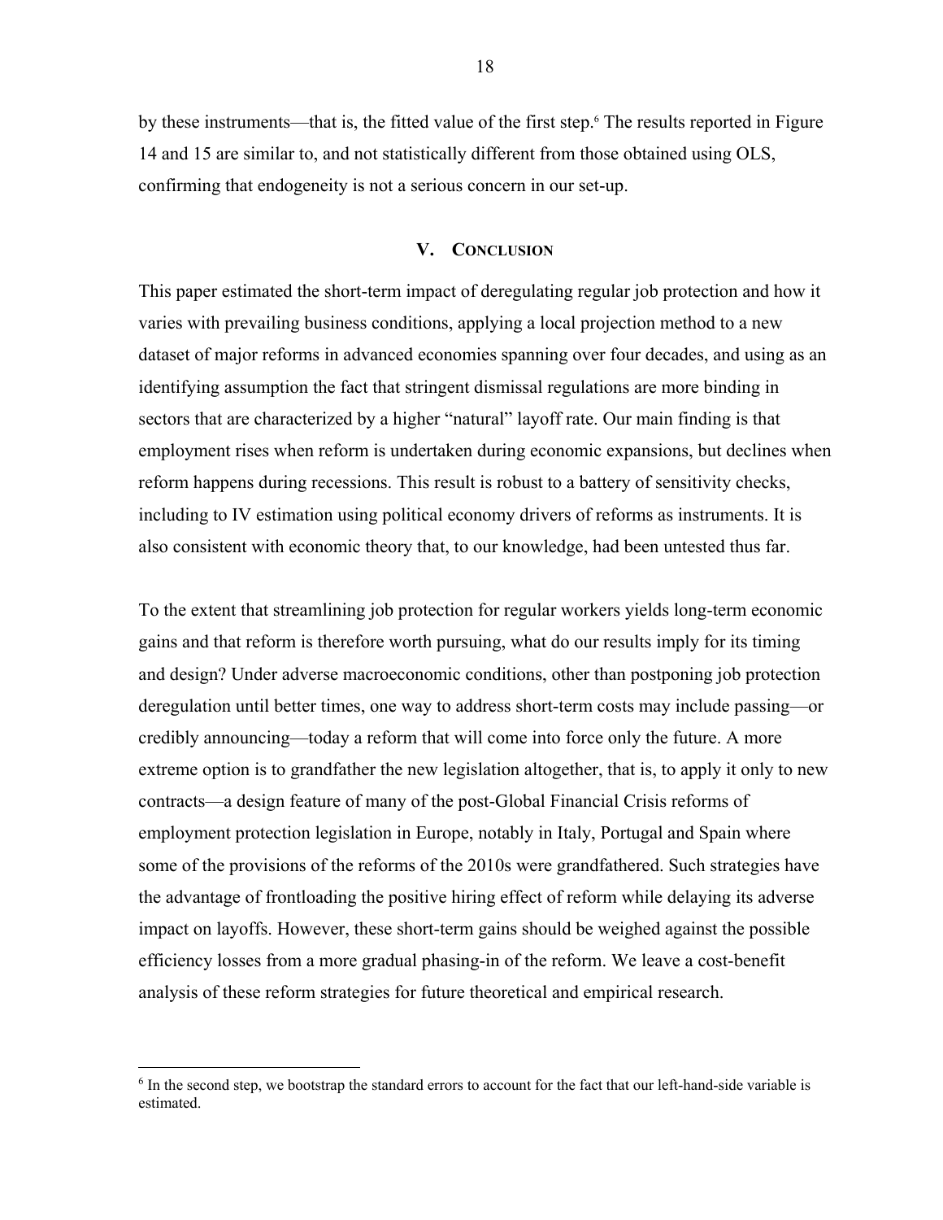by these instruments—that is, the fitted value of the first step.[6] The results reported in Figure 14 and 15 are similar to, and not statistically different from those obtained using OLS, confirming that endogeneity is not a serious concern in our set-up.

## V. Conclusion

This paper estimated the short-term impact of deregulating regular job protection and how it varies with prevailing business conditions, applying a local projection method to a new dataset of major reforms in advanced economies spanning over four decades, and using as an identifying assumption the fact that stringent dismissal regulations are more binding in sectors that are characterized by a higher "natural" layoff rate. Our main finding is that employment rises when reform is undertaken during economic expansions, but declines when reform happens during recessions. This result is robust to a battery of sensitivity checks, including to IV estimation using political economy drivers of reforms as instruments. It is also consistent with economic theory that, to our knowledge, had been untested thus far.

To the extent that streamlining job protection for regular workers yields long-term economic gains and that reform is therefore worth pursuing, what do our results imply for its timing and design? Under adverse macroeconomic conditions, other than postponing job protection deregulation until better times, one way to address short-term costs may include passing—or credibly announcing—today a reform that will come into force only the future. A more extreme option is to grandfather the new legislation altogether, that is, to apply it only to new contracts—a design feature of many of the post-Global Financial Crisis reforms of employment protection legislation in Europe, notably in Italy, Portugal and Spain where some of the provisions of the reforms of the 2010s were grandfathered. Such strategies have the advantage of frontloading the positive hiring effect of reform while delaying its adverse impact on layoffs. However, these short-term gains should be weighed against the possible efficiency losses from a more gradual phasing-in of the reform. We leave a cost-benefit analysis of these reform strategies for future theoretical and empirical research.

---

[6] In the second step, we bootstrap the standard errors to account for the fact that our left-hand-side variable is estimated.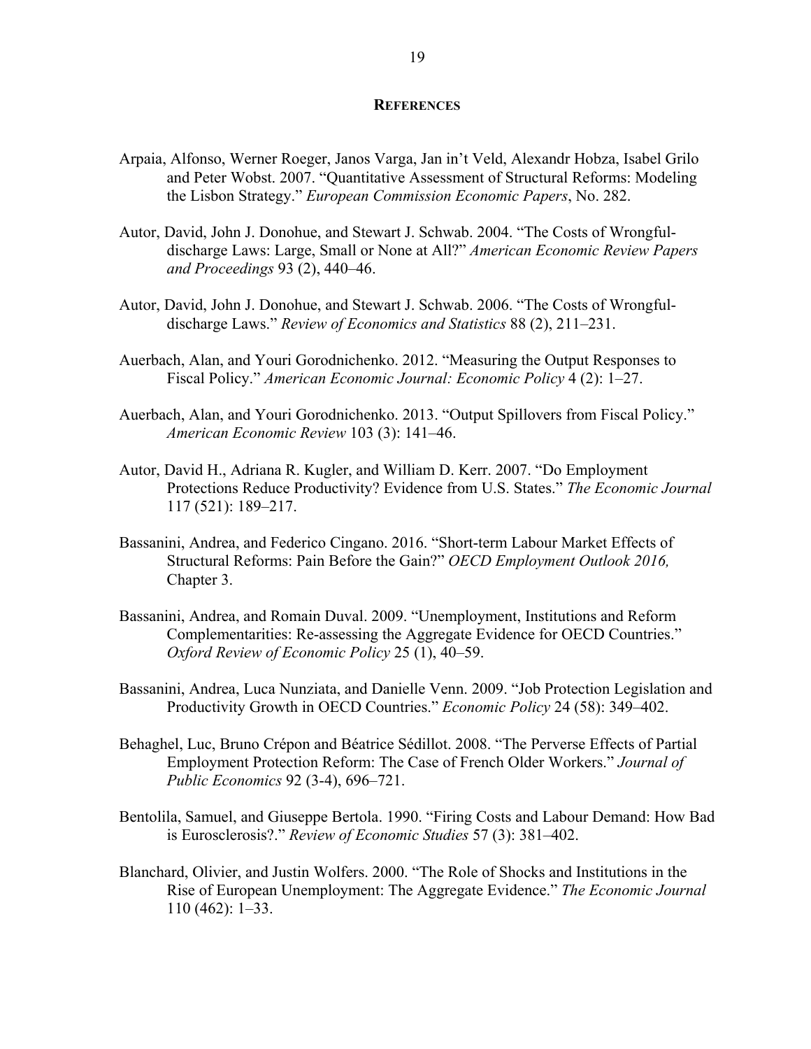## REFERENCES

Arpaia, Alfonso, Werner Roeger, Janos Varga, Jan in't Veld, Alexandr Hobza, Isabel Grilo and Peter Wobst. 2007. "Quantitative Assessment of Structural Reforms: Modeling the Lisbon Strategy." *European Commission Economic Papers*, No. 282.

Autor, David, John J. Donohue, and Stewart J. Schwab. 2004. "The Costs of Wrongful-discharge Laws: Large, Small or None at All?" *American Economic Review Papers and Proceedings* 93 (2), 440–46.

Autor, David, John J. Donohue, and Stewart J. Schwab. 2006. "The Costs of Wrongful-discharge Laws." *Review of Economics and Statistics* 88 (2), 211–231.

Auerbach, Alan, and Youri Gorodnichenko. 2012. "Measuring the Output Responses to Fiscal Policy." *American Economic Journal: Economic Policy* 4 (2): 1–27.

Auerbach, Alan, and Youri Gorodnichenko. 2013. "Output Spillovers from Fiscal Policy." *American Economic Review* 103 (3): 141–46.

Autor, David H., Adriana R. Kugler, and William D. Kerr. 2007. "Do Employment Protections Reduce Productivity? Evidence from U.S. States." *The Economic Journal* 117 (521): 189–217.

Bassanini, Andrea, and Federico Cingano. 2016. "Short-term Labour Market Effects of Structural Reforms: Pain Before the Gain?" *OECD Employment Outlook 2016,* Chapter 3.

Bassanini, Andrea, and Romain Duval. 2009. "Unemployment, Institutions and Reform Complementarities: Re-assessing the Aggregate Evidence for OECD Countries." *Oxford Review of Economic Policy* 25 (1), 40–59.

Bassanini, Andrea, Luca Nunziata, and Danielle Venn. 2009. "Job Protection Legislation and Productivity Growth in OECD Countries." *Economic Policy* 24 (58): 349–402.

Behaghel, Luc, Bruno Crépon and Béatrice Sédillot. 2008. "The Perverse Effects of Partial Employment Protection Reform: The Case of French Older Workers." *Journal of Public Economics* 92 (3-4), 696–721.

Bentolila, Samuel, and Giuseppe Bertola. 1990. "Firing Costs and Labour Demand: How Bad is Eurosclerosis?." *Review of Economic Studies* 57 (3): 381–402.

Blanchard, Olivier, and Justin Wolfers. 2000. "The Role of Shocks and Institutions in the Rise of European Unemployment: The Aggregate Evidence." *The Economic Journal* 110 (462): 1–33.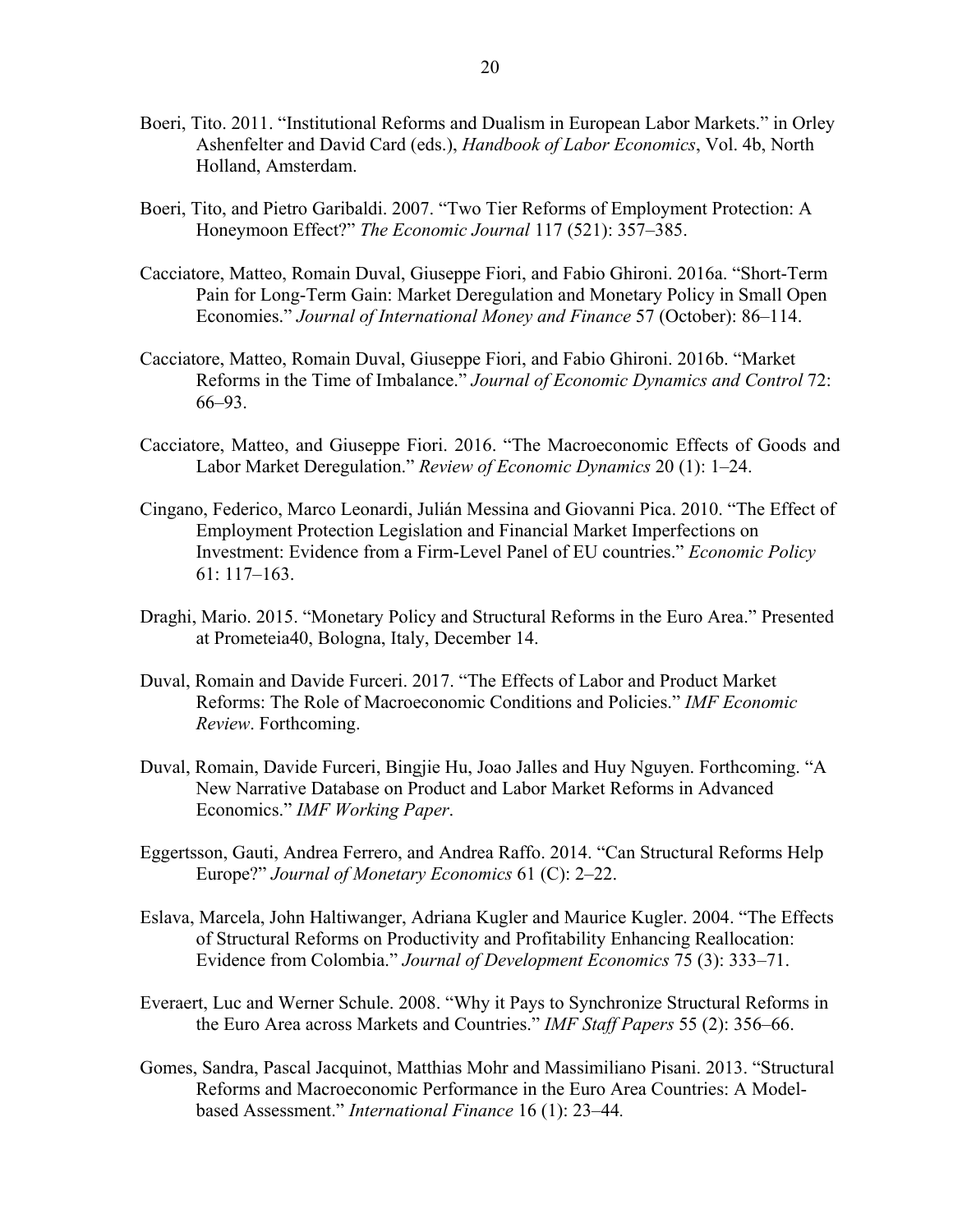Boeri, Tito. 2011. "Institutional Reforms and Dualism in European Labor Markets." in Orley Ashenfelter and David Card (eds.), *Handbook of Labor Economics*, Vol. 4b, North Holland, Amsterdam.

Boeri, Tito, and Pietro Garibaldi. 2007. "Two Tier Reforms of Employment Protection: A Honeymoon Effect?" *The Economic Journal* 117 (521): 357–385.

Cacciatore, Matteo, Romain Duval, Giuseppe Fiori, and Fabio Ghironi. 2016a. "Short-Term Pain for Long-Term Gain: Market Deregulation and Monetary Policy in Small Open Economies." *Journal of International Money and Finance* 57 (October): 86–114.

Cacciatore, Matteo, Romain Duval, Giuseppe Fiori, and Fabio Ghironi. 2016b. "Market Reforms in the Time of Imbalance." *Journal of Economic Dynamics and Control* 72: 66–93.

Cacciatore, Matteo, and Giuseppe Fiori. 2016. "The Macroeconomic Effects of Goods and Labor Market Deregulation." *Review of Economic Dynamics* 20 (1): 1–24.

Cingano, Federico, Marco Leonardi, Julián Messina and Giovanni Pica. 2010. "The Effect of Employment Protection Legislation and Financial Market Imperfections on Investment: Evidence from a Firm-Level Panel of EU countries." *Economic Policy* 61: 117–163.

Draghi, Mario. 2015. "Monetary Policy and Structural Reforms in the Euro Area." Presented at Prometeia40, Bologna, Italy, December 14.

Duval, Romain and Davide Furceri. 2017. "The Effects of Labor and Product Market Reforms: The Role of Macroeconomic Conditions and Policies." *IMF Economic Review*. Forthcoming.

Duval, Romain, Davide Furceri, Bingjie Hu, Joao Jalles and Huy Nguyen. Forthcoming. "A New Narrative Database on Product and Labor Market Reforms in Advanced Economics." *IMF Working Paper*.

Eggertsson, Gauti, Andrea Ferrero, and Andrea Raffo. 2014. "Can Structural Reforms Help Europe?" *Journal of Monetary Economics* 61 (C): 2–22.

Eslava, Marcela, John Haltiwanger, Adriana Kugler and Maurice Kugler. 2004. "The Effects of Structural Reforms on Productivity and Profitability Enhancing Reallocation: Evidence from Colombia." *Journal of Development Economics* 75 (3): 333–71.

Everaert, Luc and Werner Schule. 2008. "Why it Pays to Synchronize Structural Reforms in the Euro Area across Markets and Countries." *IMF Staff Papers* 55 (2): 356–66.

Gomes, Sandra, Pascal Jacquinot, Matthias Mohr and Massimiliano Pisani. 2013. "Structural Reforms and Macroeconomic Performance in the Euro Area Countries: A Model-based Assessment." *International Finance* 16 (1): 23–44.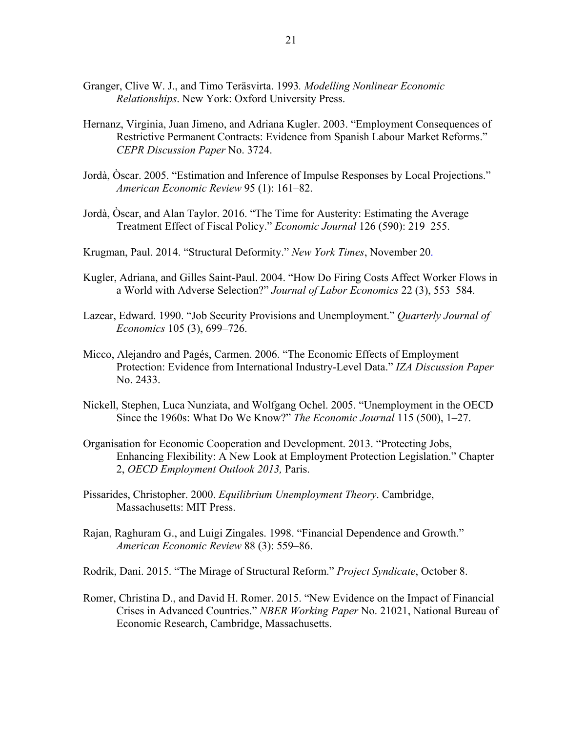Granger, Clive W. J., and Timo Teräsvirta. 1993. *Modelling Nonlinear Economic Relationships*. New York: Oxford University Press.

Hernanz, Virginia, Juan Jimeno, and Adriana Kugler. 2003. "Employment Consequences of Restrictive Permanent Contracts: Evidence from Spanish Labour Market Reforms." *CEPR Discussion Paper* No. 3724.

Jordà, Òscar. 2005. "Estimation and Inference of Impulse Responses by Local Projections." *American Economic Review* 95 (1): 161–82.

Jordà, Òscar, and Alan Taylor. 2016. "The Time for Austerity: Estimating the Average Treatment Effect of Fiscal Policy." *Economic Journal* 126 (590): 219–255.

Krugman, Paul. 2014. "Structural Deformity." *New York Times*, November 20.

Kugler, Adriana, and Gilles Saint-Paul. 2004. "How Do Firing Costs Affect Worker Flows in a World with Adverse Selection?" *Journal of Labor Economics* 22 (3), 553–584.

Lazear, Edward. 1990. "Job Security Provisions and Unemployment." *Quarterly Journal of Economics* 105 (3), 699–726.

Micco, Alejandro and Pagés, Carmen. 2006. "The Economic Effects of Employment Protection: Evidence from International Industry-Level Data." *IZA Discussion Paper* No. 2433.

Nickell, Stephen, Luca Nunziata, and Wolfgang Ochel. 2005. "Unemployment in the OECD Since the 1960s: What Do We Know?" *The Economic Journal* 115 (500), 1–27.

Organisation for Economic Cooperation and Development. 2013. "Protecting Jobs, Enhancing Flexibility: A New Look at Employment Protection Legislation." Chapter 2, *OECD Employment Outlook 2013,* Paris.

Pissarides, Christopher. 2000. *Equilibrium Unemployment Theory*. Cambridge, Massachusetts: MIT Press.

Rajan, Raghuram G., and Luigi Zingales. 1998. "Financial Dependence and Growth." *American Economic Review* 88 (3): 559–86.

Rodrik, Dani. 2015. "The Mirage of Structural Reform." *Project Syndicate*, October 8.

Romer, Christina D., and David H. Romer. 2015. "New Evidence on the Impact of Financial Crises in Advanced Countries." *NBER Working Paper* No. 21021, National Bureau of Economic Research, Cambridge, Massachusetts.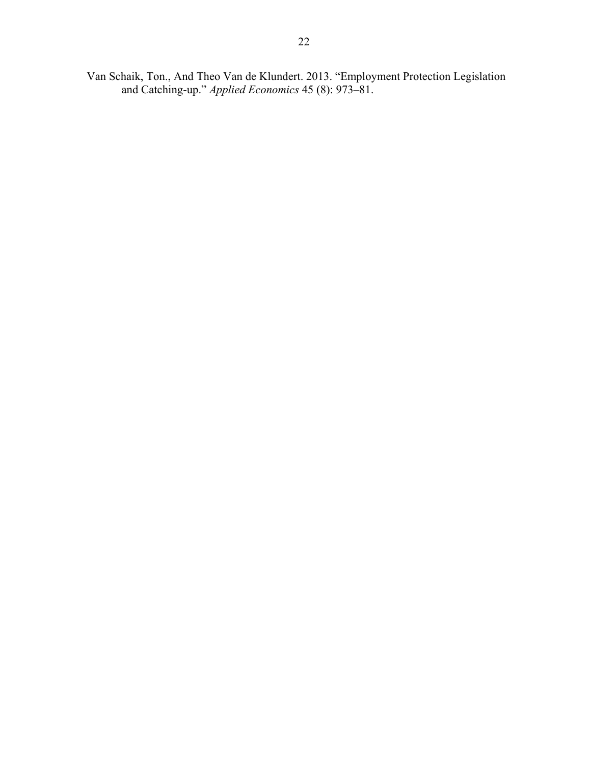Van Schaik, Ton., And Theo Van de Klundert. 2013. "Employment Protection Legislation and Catching-up." *Applied Economics* 45 (8): 973–81.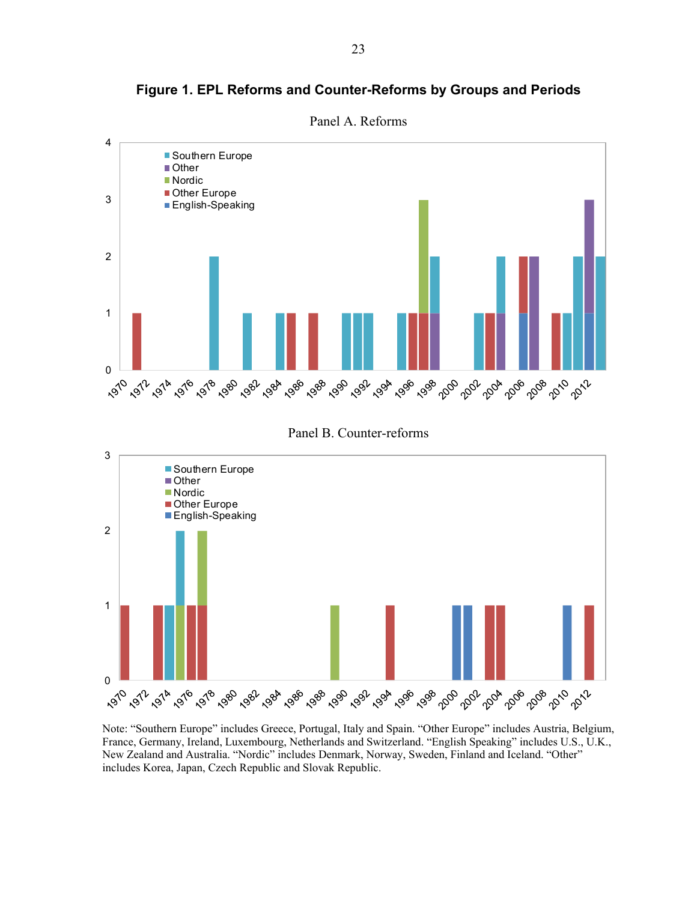**Figure 1. EPL Reforms and Counter-Reforms by Groups and Periods**

Panel A. Reforms

Panel B. Counter-reforms

Note: "Southern Europe" includes Greece, Portugal, Italy and Spain. "Other Europe" includes Austria, Belgium, France, Germany, Ireland, Luxembourg, Netherlands and Switzerland. "English Speaking" includes U.S., U.K., New Zealand and Australia. "Nordic" includes Denmark, Norway, Sweden, Finland and Iceland. "Other" includes Korea, Japan, Czech Republic and Slovak Republic.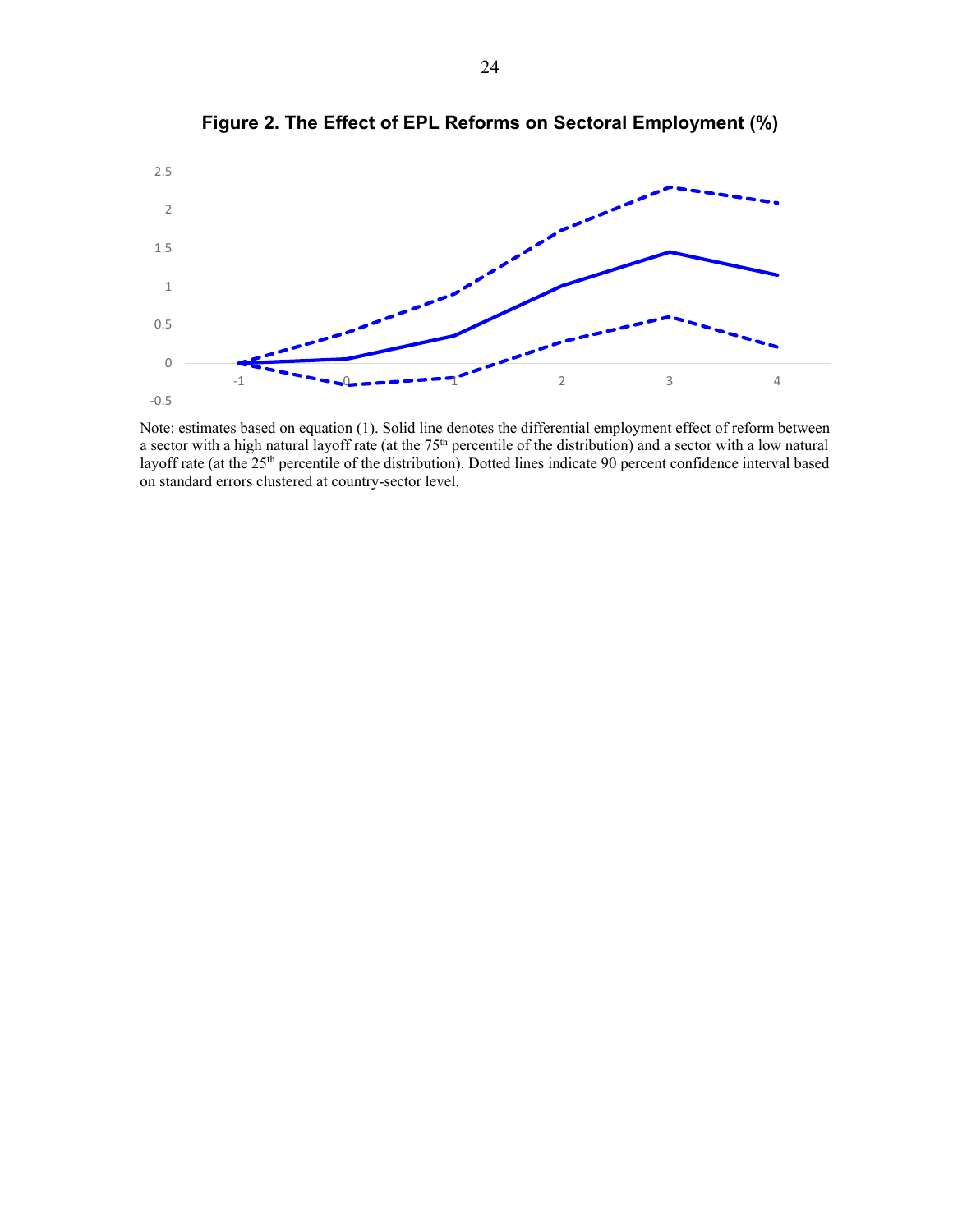**Figure 2. The Effect of EPL Reforms on Sectoral Employment (%)**

Note: estimates based on equation (1). Solid line denotes the differential employment effect of reform between a sector with a high natural layoff rate (at the 75[th] percentile of the distribution) and a sector with a low natural layoff rate (at the 25[th] percentile of the distribution). Dotted lines indicate 90 percent confidence interval based on standard errors clustered at country-sector level.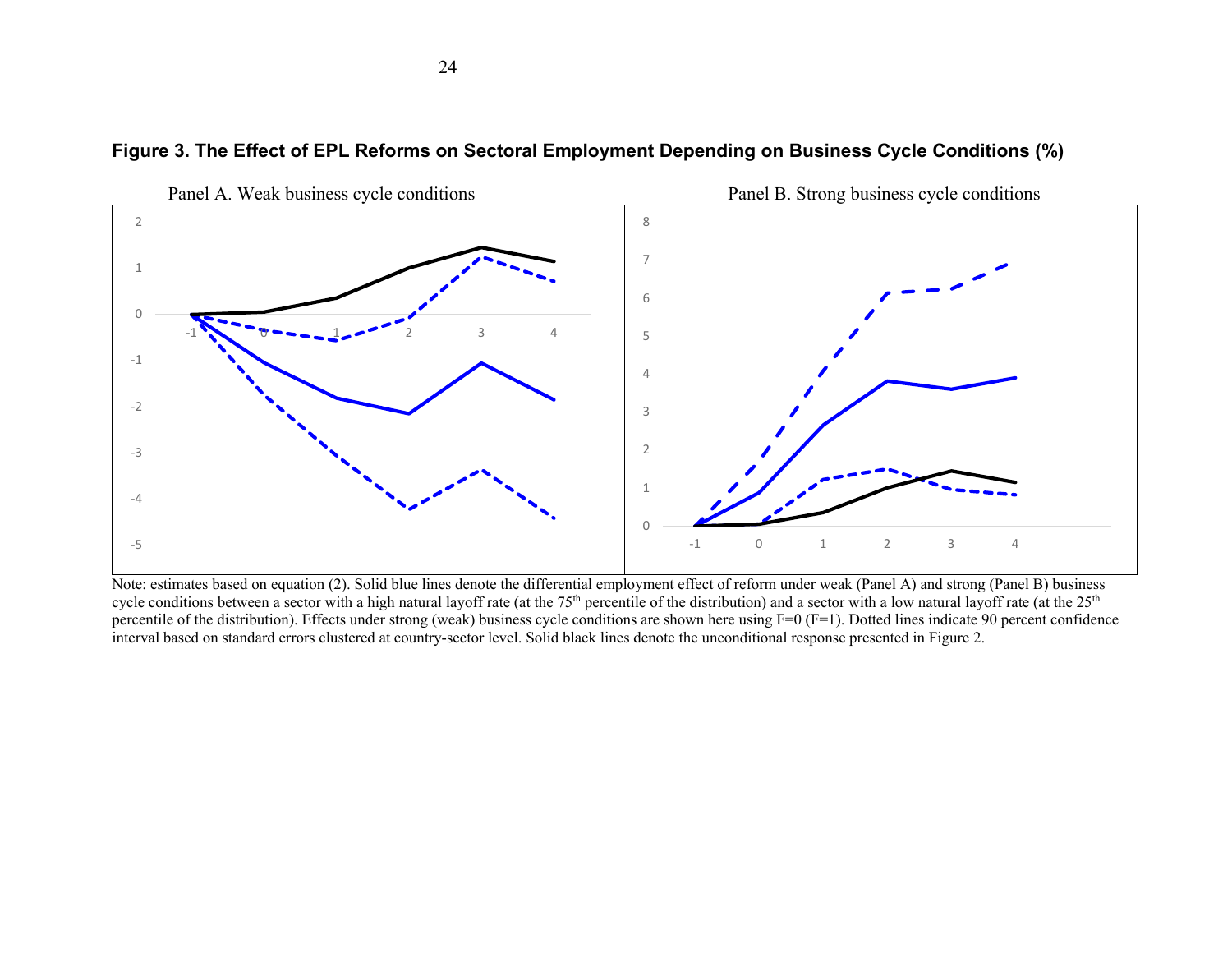**Figure 3. The Effect of EPL Reforms on Sectoral Employment Depending on Business Cycle Conditions (%)**

Panel A. Weak business cycle conditions

Panel B. Strong business cycle conditions

Note: estimates based on equation (2). Solid blue lines denote the differential employment effect of reform under weak (Panel A) and strong (Panel B) business cycle conditions between a sector with a high natural layoff rate (at the 75th percentile of the distribution) and a sector with a low natural layoff rate (at the 25th percentile of the distribution). Effects under strong (weak) business cycle conditions are shown here using F=0 (F=1). Dotted lines indicate 90 percent confidence interval based on standard errors clustered at country-sector level. Solid black lines denote the unconditional response presented in Figure 2.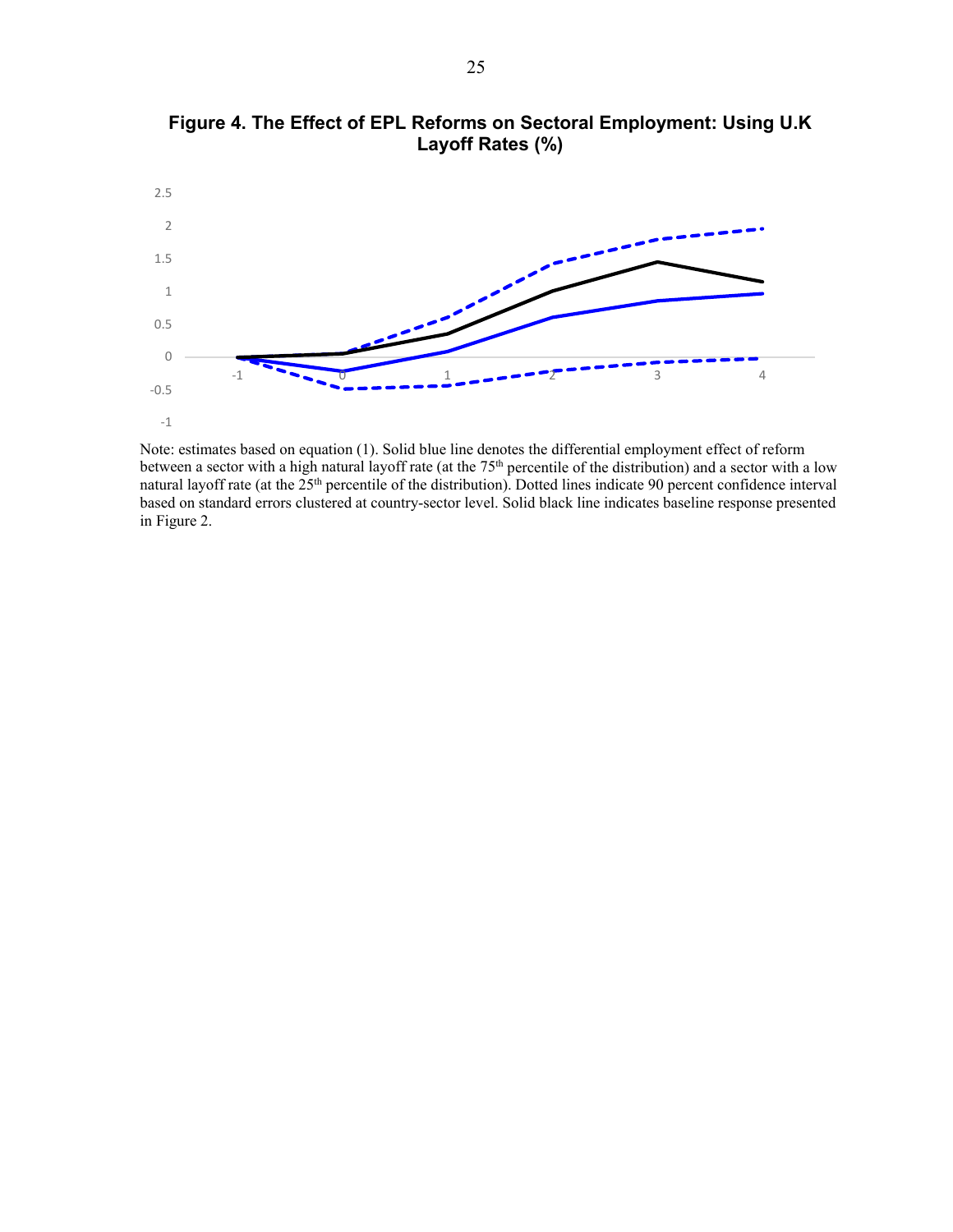**Figure 4. The Effect of EPL Reforms on Sectoral Employment: Using U.K Layoff Rates (%)**

Note: estimates based on equation (1). Solid blue line denotes the differential employment effect of reform between a sector with a high natural layoff rate (at the 75[th] percentile of the distribution) and a sector with a low natural layoff rate (at the 25[th] percentile of the distribution). Dotted lines indicate 90 percent confidence interval based on standard errors clustered at country-sector level. Solid black line indicates baseline response presented in Figure 2.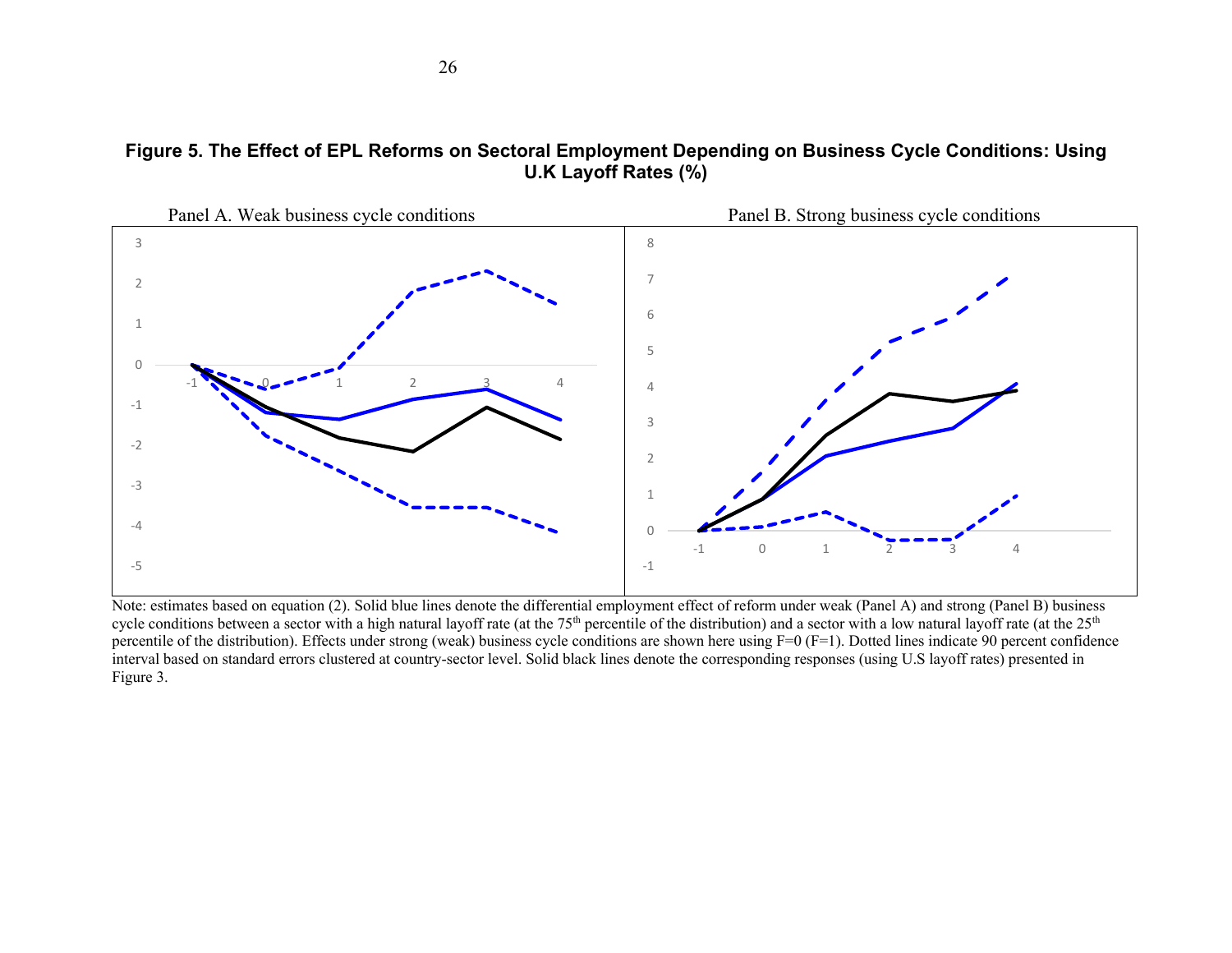**Figure 5. The Effect of EPL Reforms on Sectoral Employment Depending on Business Cycle Conditions: Using U.K Layoff Rates (%)**

Panel A. Weak business cycle conditions

Panel B. Strong business cycle conditions

Note: estimates based on equation (2). Solid blue lines denote the differential employment effect of reform under weak (Panel A) and strong (Panel B) business cycle conditions between a sector with a high natural layoff rate (at the 75th percentile of the distribution) and a sector with a low natural layoff rate (at the 25th percentile of the distribution). Effects under strong (weak) business cycle conditions are shown here using F=0 (F=1). Dotted lines indicate 90 percent confidence interval based on standard errors clustered at country-sector level. Solid black lines denote the corresponding responses (using U.S layoff rates) presented in Figure 3.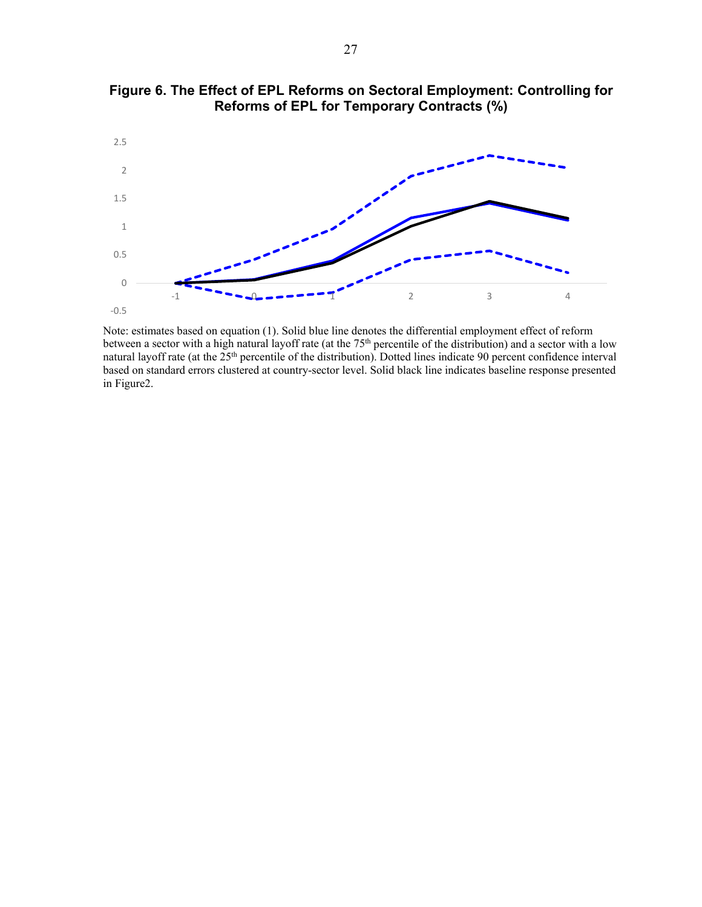**Figure 6. The Effect of EPL Reforms on Sectoral Employment: Controlling for Reforms of EPL for Temporary Contracts (%)**

Note: estimates based on equation (1). Solid blue line denotes the differential employment effect of reform between a sector with a high natural layoff rate (at the 75th percentile of the distribution) and a sector with a low natural layoff rate (at the 25th percentile of the distribution). Dotted lines indicate 90 percent confidence interval based on standard errors clustered at country-sector level. Solid black line indicates baseline response presented in Figure2.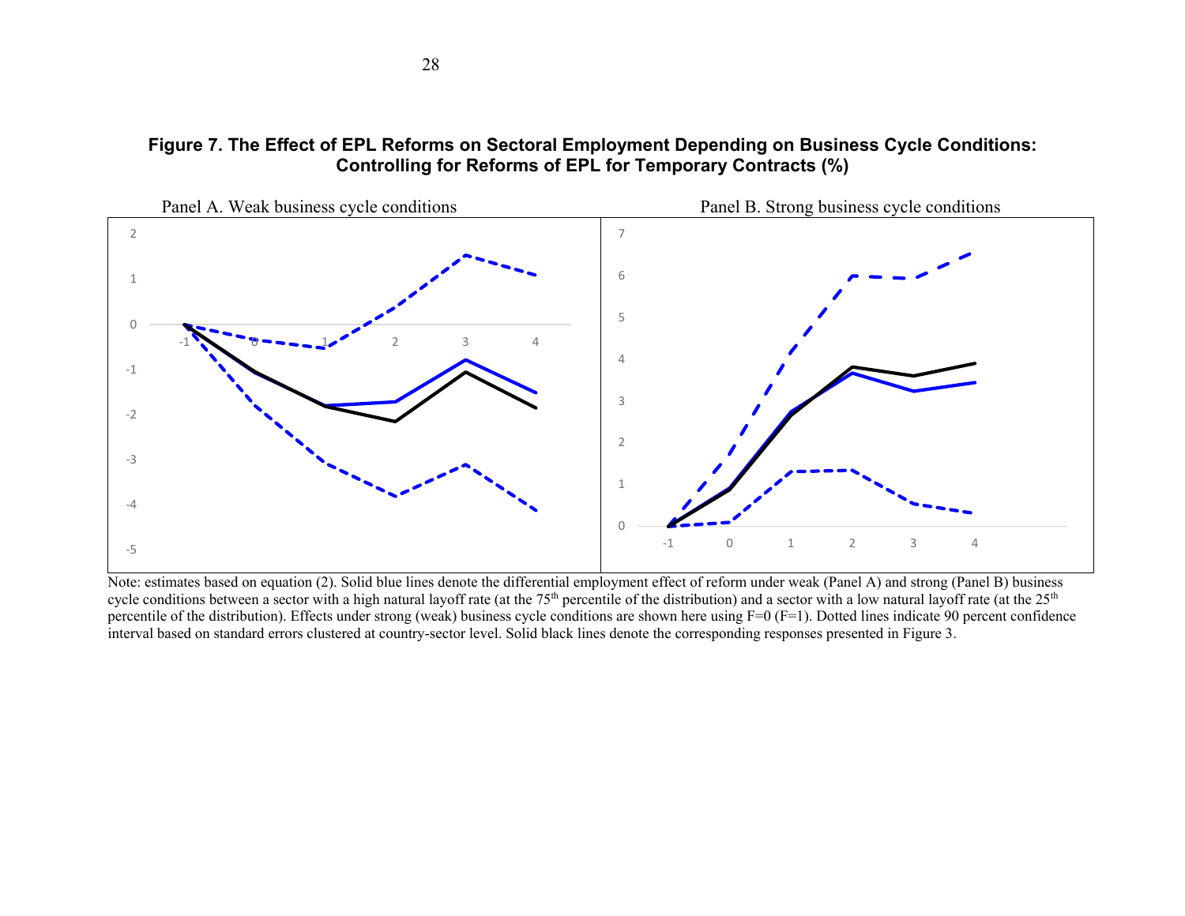**Figure 7. The Effect of EPL Reforms on Sectoral Employment Depending on Business Cycle Conditions: Controlling for Reforms of EPL for Temporary Contracts (%)**

Panel A. Weak business cycle conditions

Panel B. Strong business cycle conditions

Note: estimates based on equation (2). Solid blue lines denote the differential employment effect of reform under weak (Panel A) and strong (Panel B) business cycle conditions between a sector with a high natural layoff rate (at the 75th percentile of the distribution) and a sector with a low natural layoff rate (at the 25th percentile of the distribution). Effects under strong (weak) business cycle conditions are shown here using F=0 (F=1). Dotted lines indicate 90 percent confidence interval based on standard errors clustered at country-sector level. Solid black lines denote the corresponding responses presented in Figure 3.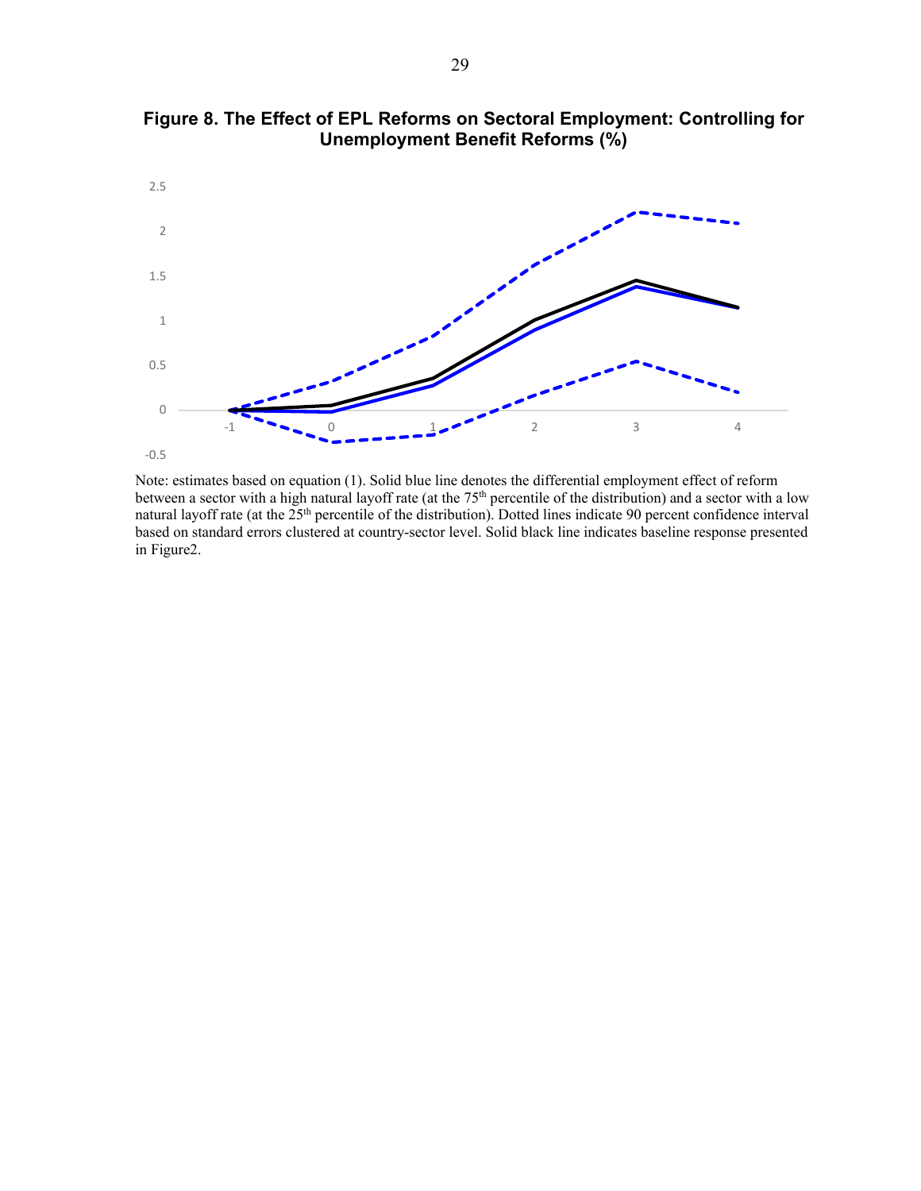**Figure 8. The Effect of EPL Reforms on Sectoral Employment: Controlling for Unemployment Benefit Reforms (%)**

Note: estimates based on equation (1). Solid blue line denotes the differential employment effect of reform between a sector with a high natural layoff rate (at the 75th percentile of the distribution) and a sector with a low natural layoff rate (at the 25th percentile of the distribution). Dotted lines indicate 90 percent confidence interval based on standard errors clustered at country-sector level. Solid black line indicates baseline response presented in Figure2.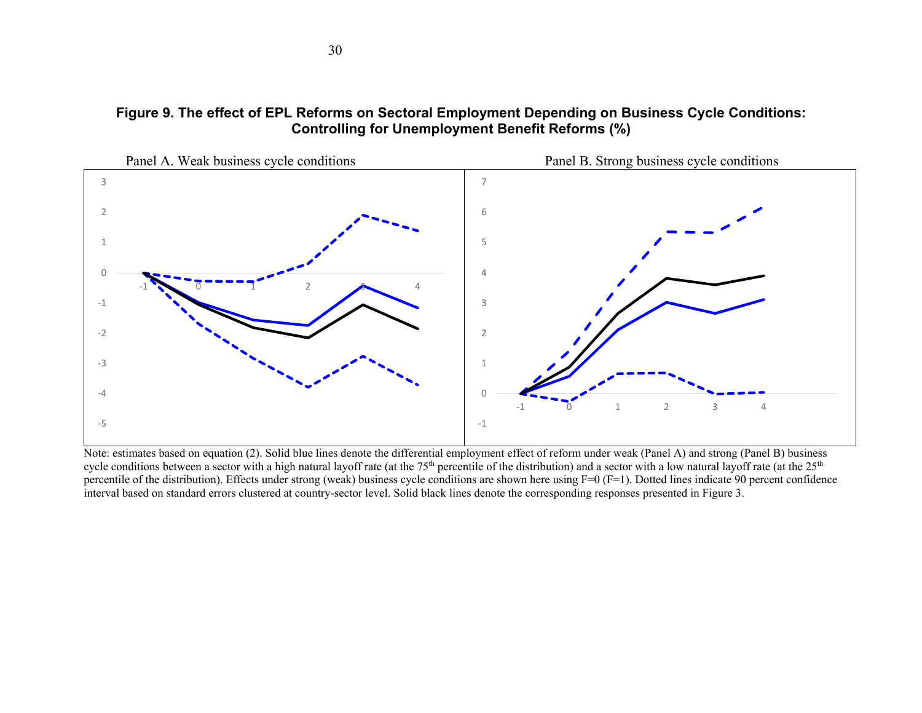**Figure 9. The effect of EPL Reforms on Sectoral Employment Depending on Business Cycle Conditions: Controlling for Unemployment Benefit Reforms (%)**

Panel A. Weak business cycle conditions

Panel B. Strong business cycle conditions

Note: estimates based on equation (2). Solid blue lines denote the differential employment effect of reform under weak (Panel A) and strong (Panel B) business cycle conditions between a sector with a high natural layoff rate (at the 75th percentile of the distribution) and a sector with a low natural layoff rate (at the 25th percentile of the distribution). Effects under strong (weak) business cycle conditions are shown here using F=0 (F=1). Dotted lines indicate 90 percent confidence interval based on standard errors clustered at country-sector level. Solid black lines denote the corresponding responses presented in Figure 3.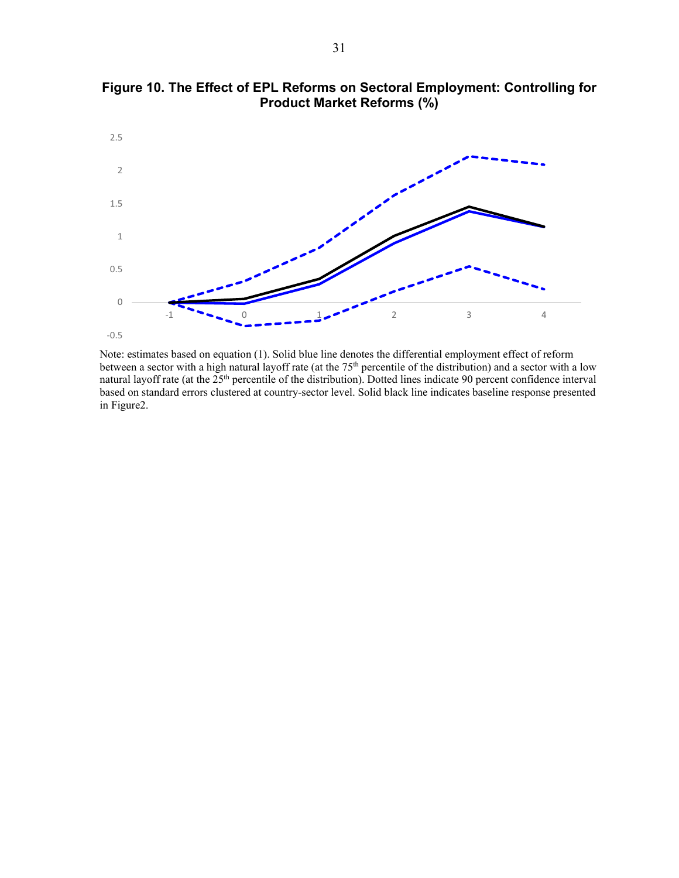**Figure 10. The Effect of EPL Reforms on Sectoral Employment: Controlling for Product Market Reforms (%)**

Note: estimates based on equation (1). Solid blue line denotes the differential employment effect of reform between a sector with a high natural layoff rate (at the 75th percentile of the distribution) and a sector with a low natural layoff rate (at the 25th percentile of the distribution). Dotted lines indicate 90 percent confidence interval based on standard errors clustered at country-sector level. Solid black line indicates baseline response presented in Figure2.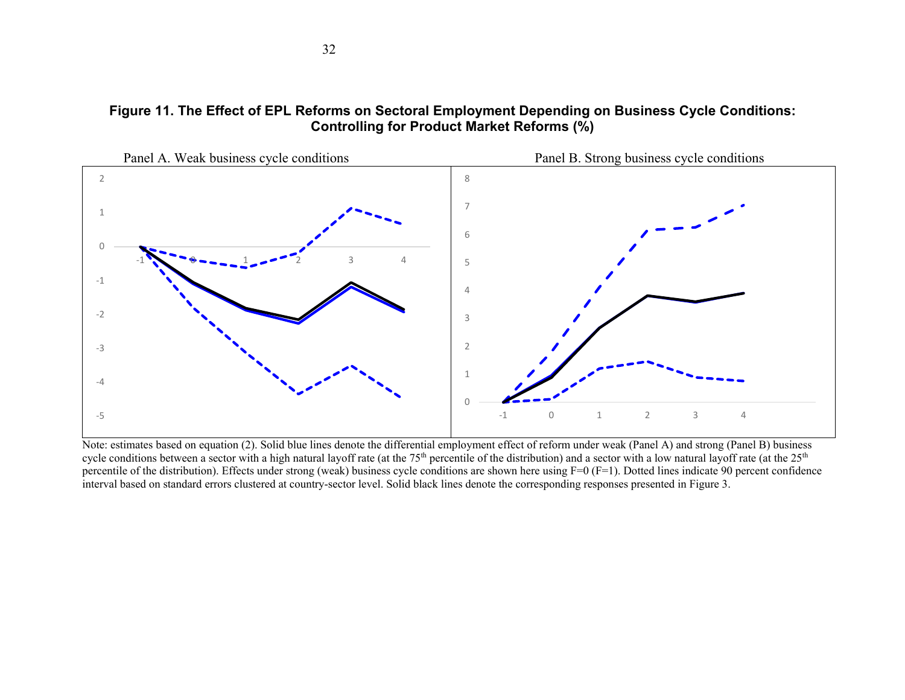**Figure 11. The Effect of EPL Reforms on Sectoral Employment Depending on Business Cycle Conditions: Controlling for Product Market Reforms (%)**

Panel A. Weak business cycle conditions

Panel B. Strong business cycle conditions

Note: estimates based on equation (2). Solid blue lines denote the differential employment effect of reform under weak (Panel A) and strong (Panel B) business cycle conditions between a sector with a high natural layoff rate (at the 75th percentile of the distribution) and a sector with a low natural layoff rate (at the 25th percentile of the distribution). Effects under strong (weak) business cycle conditions are shown here using F=0 (F=1). Dotted lines indicate 90 percent confidence interval based on standard errors clustered at country-sector level. Solid black lines denote the corresponding responses presented in Figure 3.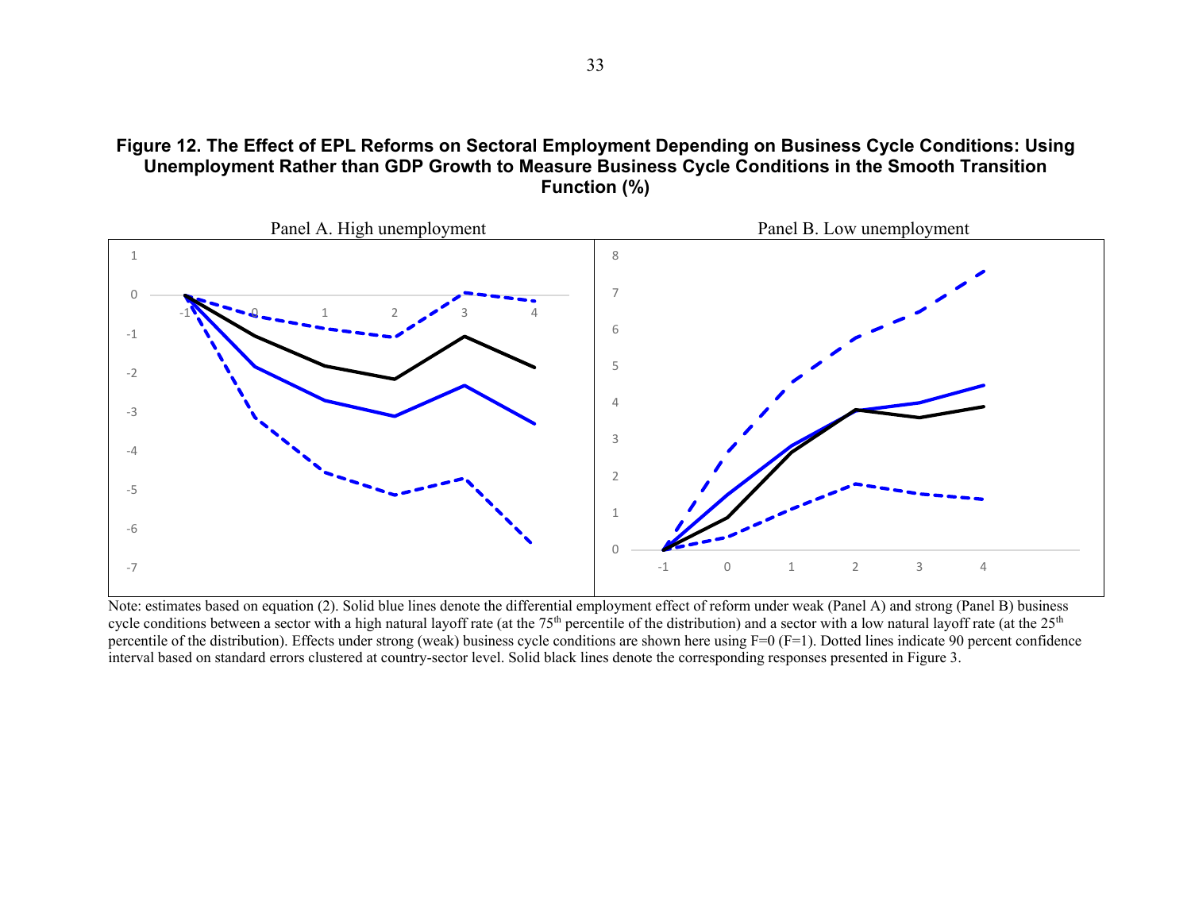**Figure 12. The Effect of EPL Reforms on Sectoral Employment Depending on Business Cycle Conditions: Using Unemployment Rather than GDP Growth to Measure Business Cycle Conditions in the Smooth Transition Function (%)**

Panel A. High unemployment

Panel B. Low unemployment

Note: estimates based on equation (2). Solid blue lines denote the differential employment effect of reform under weak (Panel A) and strong (Panel B) business cycle conditions between a sector with a high natural layoff rate (at the 75th percentile of the distribution) and a sector with a low natural layoff rate (at the 25th percentile of the distribution). Effects under strong (weak) business cycle conditions are shown here using F=0 (F=1). Dotted lines indicate 90 percent confidence interval based on standard errors clustered at country-sector level. Solid black lines denote the corresponding responses presented in Figure 3.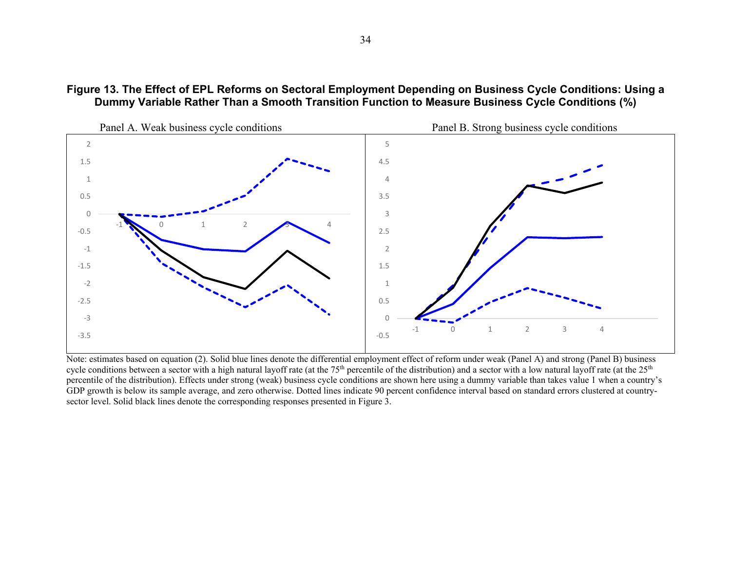**Figure 13. The Effect of EPL Reforms on Sectoral Employment Depending on Business Cycle Conditions: Using a Dummy Variable Rather Than a Smooth Transition Function to Measure Business Cycle Conditions (%)**

Panel A. Weak business cycle conditions

Panel B. Strong business cycle conditions

Note: estimates based on equation (2). Solid blue lines denote the differential employment effect of reform under weak (Panel A) and strong (Panel B) business cycle conditions between a sector with a high natural layoff rate (at the 75th percentile of the distribution) and a sector with a low natural layoff rate (at the 25th percentile of the distribution). Effects under strong (weak) business cycle conditions are shown here using a dummy variable than takes value 1 when a country's GDP growth is below its sample average, and zero otherwise. Dotted lines indicate 90 percent confidence interval based on standard errors clustered at country-sector level. Solid black lines denote the corresponding responses presented in Figure 3.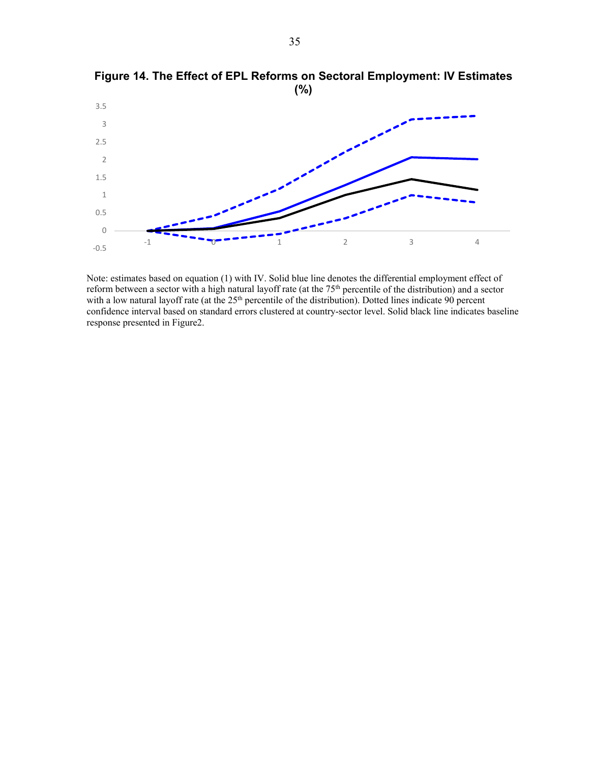**Figure 14. The Effect of EPL Reforms on Sectoral Employment: IV Estimates (%)**

Note: estimates based on equation (1) with IV. Solid blue line denotes the differential employment effect of reform between a sector with a high natural layoff rate (at the 75th percentile of the distribution) and a sector with a low natural layoff rate (at the 25th percentile of the distribution). Dotted lines indicate 90 percent confidence interval based on standard errors clustered at country-sector level. Solid black line indicates baseline response presented in Figure2.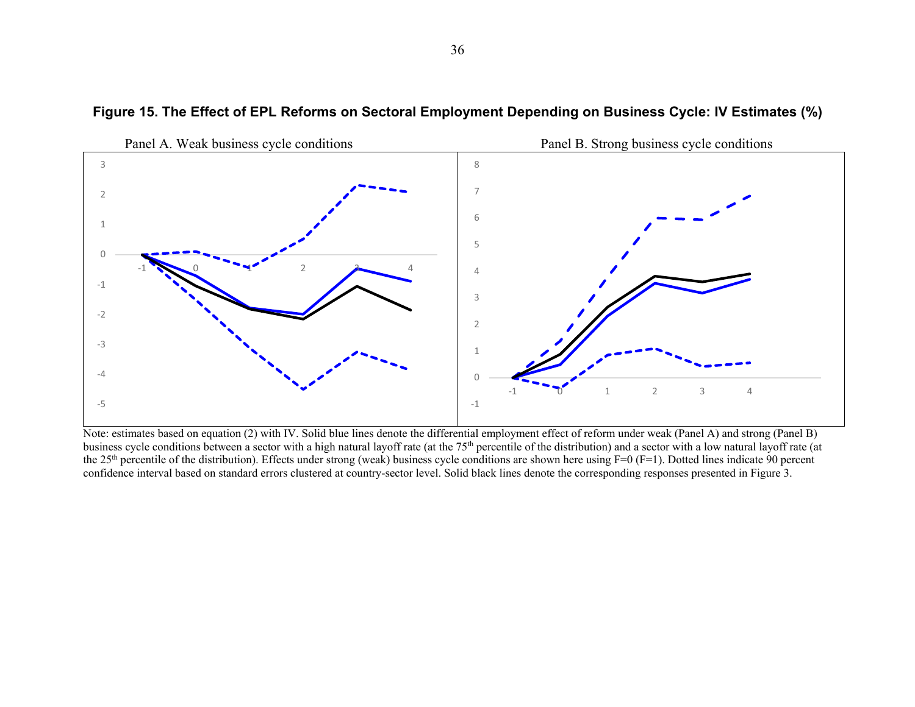**Figure 15. The Effect of EPL Reforms on Sectoral Employment Depending on Business Cycle: IV Estimates (%)**

Panel A. Weak business cycle conditions

Panel B. Strong business cycle conditions

Note: estimates based on equation (2) with IV. Solid blue lines denote the differential employment effect of reform under weak (Panel A) and strong (Panel B) business cycle conditions between a sector with a high natural layoff rate (at the 75th percentile of the distribution) and a sector with a low natural layoff rate (at the 25th percentile of the distribution). Effects under strong (weak) business cycle conditions are shown here using F=0 (F=1). Dotted lines indicate 90 percent confidence interval based on standard errors clustered at country-sector level. Solid black lines denote the corresponding responses presented in Figure 3.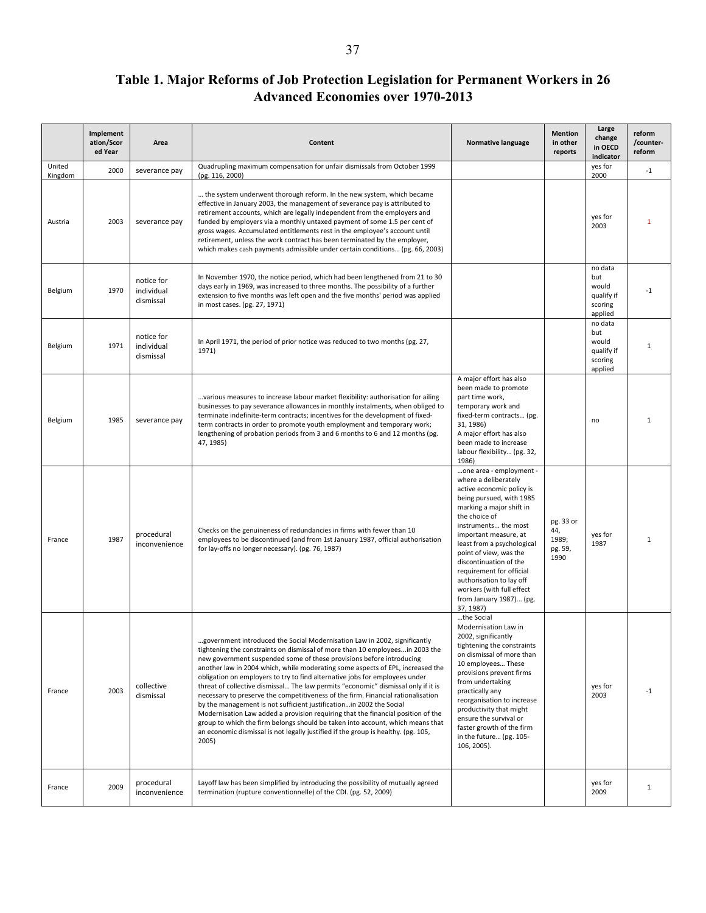# Table 1. Major Reforms of Job Protection Legislation for Permanent Workers in 26 Advanced Economies over 1970-2013

| | Implementation/Scored Year | Area | Content | Normative language | Mention in other reports | Large change in OECD indicator | reform /counter-reform |
|---|---|---|---|---|---|---|---|
| United Kingdom | 2000 | severance pay | Quadrupling maximum compensation for unfair dismissals from October 1999 (pg. 116, 2000) | | | yes for 2000 | -1 |
| Austria | 2003 | severance pay | … the system underwent thorough reform. In the new system, which became effective in January 2003, the management of severance pay is attributed to retirement accounts, which are legally independent from the employers and funded by employers via a monthly untaxed payment of some 1.5 per cent of gross wages. Accumulated entitlements rest in the employee's account until retirement, unless the work contract has been terminated by the employer, which makes cash payments admissible under certain conditions… (pg. 66, 2003) | | | yes for 2003 | 1 |
| Belgium | 1970 | notice for individual dismissal | In November 1970, the notice period, which had been lengthened from 21 to 30 days early in 1969, was increased to three months. The possibility of a further extension to five months was left open and the five months' period was applied in most cases. (pg. 27, 1971) | | | no data but would qualify if scoring applied | -1 |
| Belgium | 1971 | notice for individual dismissal | In April 1971, the period of prior notice was reduced to two months (pg. 27, 1971) | | | no data but would qualify if scoring applied | 1 |
| Belgium | 1985 | severance pay | …various measures to increase labour market flexibility: authorisation for ailing businesses to pay severance allowances in monthly instalments, when obliged to terminate indefinite-term contracts; incentives for the development of fixed-term contracts in order to promote youth employment and temporary work; lengthening of probation periods from 3 and 6 months to 6 and 12 months (pg. 47, 1985) | A major effort has also been made to promote part time work, temporary work and fixed-term contracts… (pg. 31, 1986) A major effort has also been made to increase labour flexibility… (pg. 32, 1986) | | no | 1 |
| France | 1987 | procedural inconvenience | Checks on the genuineness of redundancies in firms with fewer than 10 employees to be discontinued (and from 1st January 1987, official authorisation for lay-offs no longer necessary). (pg. 76, 1987) | …one area - employment - where a deliberately active economic policy is being pursued, with 1985 marking a major shift in the choice of instruments… the most important measure, at least from a psychological point of view, was the discontinuation of the requirement for official authorisation to lay off workers (with full effect from January 1987)… (pg. 37, 1987) | pg. 33 or 44, 1989; pg. 59, 1990 | yes for 1987 | 1 |
| France | 2003 | collective dismissal | …government introduced the Social Modernisation Law in 2002, significantly tightening the constraints on dismissal of more than 10 employees…in 2003 the new government suspended some of these provisions before introducing another law in 2004 which, while moderating some aspects of EPL, increased the obligation on employers to try to find alternative jobs for employees under threat of collective dismissal… The law permits "economic" dismissal only if it is necessary to preserve the competitiveness of the firm. Financial rationalisation by the management is not sufficient justification…in 2002 the Social Modernisation Law added a provision requiring that the financial position of the group to which the firm belongs should be taken into account, which means that an economic dismissal is not legally justified if the group is healthy. (pg. 105, 2005) | …the Social Modernisation Law in 2002, significantly tightening the constraints on dismissal of more than 10 employees… These provisions prevent firms from undertaking practically any reorganisation to increase productivity that might ensure the survival or faster growth of the firm in the future… (pg. 105-106, 2005). | | yes for 2003 | -1 |
| France | 2009 | procedural inconvenience | Layoff law has been simplified by introducing the possibility of mutually agreed termination (rupture conventionnelle) of the CDI. (pg. 52, 2009) | | | yes for 2009 | 1 |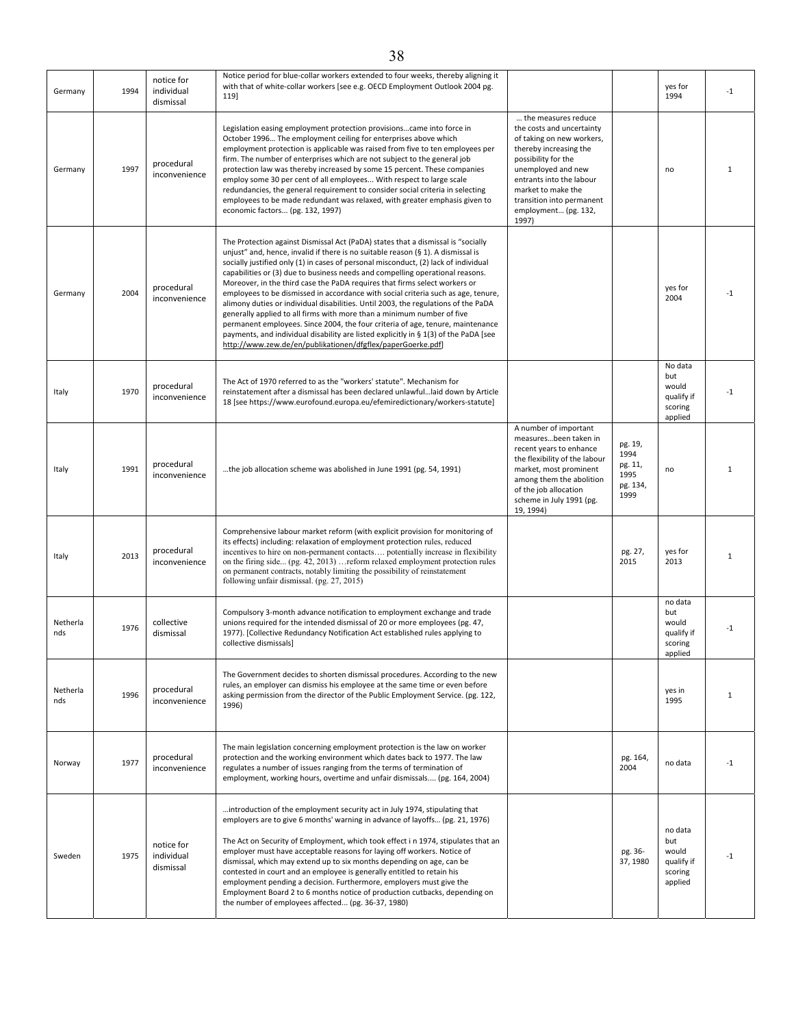| | | | | | | | |
|---|---|---|---|---|---|---|---|
| Germany | 1994 | notice for individual dismissal | Notice period for blue-collar workers extended to four weeks, thereby aligning it with that of white-collar workers [see e.g. OECD Employment Outlook 2004 pg. 119] | | | yes for 1994 | -1 |
| Germany | 1997 | procedural inconvenience | Legislation easing employment protection provisions…came into force in October 1996… The employment ceiling for enterprises above which employment protection is applicable was raised from five to ten employees per firm. The number of enterprises which are not subject to the general job protection law was thereby increased by some 15 percent. These companies employ some 30 per cent of all employees... With respect to large scale redundancies, the general requirement to consider social criteria in selecting employees to be made redundant was relaxed, with greater emphasis given to economic factors... (pg. 132, 1997) | … the measures reduce the costs and uncertainty of taking on new workers, thereby increasing the possibility for the unemployed and new entrants into the labour market to make the transition into permanent employment… (pg. 132, 1997) | | no | 1 |
| Germany | 2004 | procedural inconvenience | The Protection against Dismissal Act (PaDA) states that a dismissal is "socially unjust" and, hence, invalid if there is no suitable reason (§ 1). A dismissal is socially justified only (1) in cases of personal misconduct, (2) lack of individual capabilities or (3) due to business needs and compelling operational reasons. Moreover, in the third case the PaDA requires that firms select workers or employees to be dismissed in accordance with social criteria such as age, tenure, alimony duties or individual disabilities. Until 2003, the regulations of the PaDA generally applied to all firms with more than a minimum number of five permanent employees. Since 2004, the four criteria of age, tenure, maintenance payments, and individual disability are listed explicitly in § 1(3) of the PaDA [see http://www.zew.de/en/publikationen/dfgflex/paperGoerke.pdf] | | | yes for 2004 | -1 |
| Italy | 1970 | procedural inconvenience | The Act of 1970 referred to as the "workers' statute". Mechanism for reinstatement after a dismissal has been declared unlawful…laid down by Article 18 [see https://www.eurofound.europa.eu/efemiredictionary/workers-statute] | | | No data but would qualify if scoring applied | -1 |
| Italy | 1991 | procedural inconvenience | …the job allocation scheme was abolished in June 1991 (pg. 54, 1991) | A number of important measures…been taken in recent years to enhance the flexibility of the labour market, most prominent among them the abolition of the job allocation scheme in July 1991 (pg. 19, 1994) | pg. 19, 1994 pg. 11, 1995 pg. 134, 1999 | no | 1 |
| Italy | 2013 | procedural inconvenience | Comprehensive labour market reform (with explicit provision for monitoring of its effects) including: relaxation of employment protection rules, reduced incentives to hire on non-permanent contacts…. potentially increase in flexibility on the firing side... (pg. 42, 2013) …reform relaxed employment protection rules on permanent contracts, notably limiting the possibility of reinstatement following unfair dismissal. (pg. 27, 2015) | | pg. 27, 2015 | yes for 2013 | 1 |
| Netherlands | 1976 | collective dismissal | Compulsory 3-month advance notification to employment exchange and trade unions required for the intended dismissal of 20 or more employees (pg. 47, 1977). [Collective Redundancy Notification Act established rules applying to collective dismissals] | | | no data but would qualify if scoring applied | -1 |
| Netherlands | 1996 | procedural inconvenience | The Government decides to shorten dismissal procedures. According to the new rules, an employer can dismiss his employee at the same time or even before asking permission from the director of the Public Employment Service. (pg. 122, 1996) | | | yes in 1995 | 1 |
| Norway | 1977 | procedural inconvenience | The main legislation concerning employment protection is the law on worker protection and the working environment which dates back to 1977. The law regulates a number of issues ranging from the terms of termination of employment, working hours, overtime and unfair dismissals.... (pg. 164, 2004) | | pg. 164, 2004 | no data | -1 |
| Sweden | 1975 | notice for individual dismissal | …introduction of the employment security act in July 1974, stipulating that employers are to give 6 months' warning in advance of layoffs… (pg. 21, 1976)<br><br>The Act on Security of Employment, which took effect i n 1974, stipulates that an employer must have acceptable reasons for laying off workers. Notice of dismissal, which may extend up to six months depending on age, can be contested in court and an employee is generally entitled to retain his employment pending a decision. Furthermore, employers must give the Employment Board 2 to 6 months notice of production cutbacks, depending on the number of employees affected... (pg. 36-37, 1980) | | pg. 36-37, 1980 | no data but would qualify if scoring applied | -1 |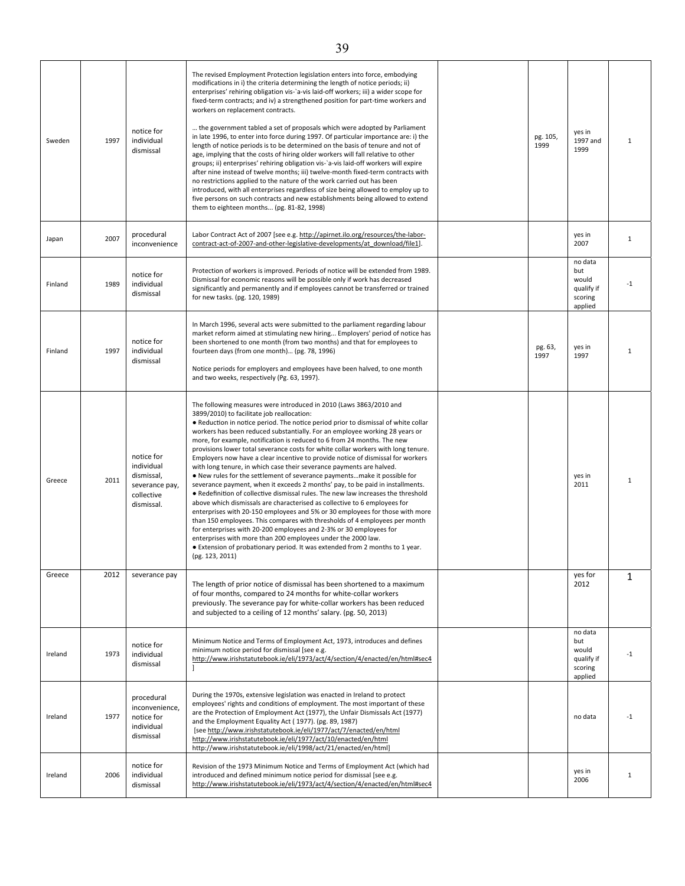| Sweden | 1997 | notice for individual dismissal | The revised Employment Protection legislation enters into force, embodying modifications in i) the criteria determining the length of notice periods; ii) enterprises' rehiring obligation vis-`a-vis laid-off workers; iii) a wider scope for fixed-term contracts; and iv) a strengthened position for part-time workers and workers on replacement contracts.<br><br>… the government tabled a set of proposals which were adopted by Parliament in late 1996, to enter into force during 1997. Of particular importance are: i) the length of notice periods is to be determined on the basis of tenure and not of age, implying that the costs of hiring older workers will fall relative to other groups; ii) enterprises' rehiring obligation vis-`a-vis laid-off workers will expire after nine instead of twelve months; iii) twelve-month fixed-term contracts with no restrictions applied to the nature of the work carried out has been introduced, with all enterprises regardless of size being allowed to employ up to five persons on such contracts and new establishments being allowed to extend them to eighteen months... (pg. 81-82, 1998) | | pg. 105, 1999 | yes in 1997 and 1999 | 1 |
|---|---|---|---|---|---|---|---|
| Japan | 2007 | procedural inconvenience | Labor Contract Act of 2007 [see e.g. http://apirnet.ilo.org/resources/the-labor-contract-act-of-2007-and-other-legislative-developments/at_download/file1]. | | | yes in 2007 | 1 |
| Finland | 1989 | notice for individual dismissal | Protection of workers is improved. Periods of notice will be extended from 1989. Dismissal for economic reasons will be possible only if work has decreased significantly and permanently and if employees cannot be transferred or trained for new tasks. (pg. 120, 1989) | | | no data but would qualify if scoring applied | -1 |
| Finland | 1997 | notice for individual dismissal | In March 1996, several acts were submitted to the parliament regarding labour market reform aimed at stimulating new hiring... Employers' period of notice has been shortened to one month (from two months) and that for employees to fourteen days (from one month)… (pg. 78, 1996)<br><br>Notice periods for employers and employees have been halved, to one month and two weeks, respectively (Pg. 63, 1997). | | pg. 63, 1997 | yes in 1997 | 1 |
| Greece | 2011 | notice for individual dismissal, severance pay, collective dismissal. | The following measures were introduced in 2010 (Laws 3863/2010 and 3899/2010) to facilitate job reallocation:<br>● Reduction in notice period. The notice period prior to dismissal of white collar workers has been reduced substantially. For an employee working 28 years or more, for example, notification is reduced to 6 from 24 months. The new provisions lower total severance costs for white collar workers with long tenure. Employers now have a clear incentive to provide notice of dismissal for workers with long tenure, in which case their severance payments are halved.<br>● New rules for the settlement of severance payments…make it possible for severance payment, when it exceeds 2 months' pay, to be paid in installments.<br>● Redefinition of collective dismissal rules. The new law increases the threshold above which dismissals are characterised as collective to 6 employees for enterprises with 20-150 employees and 5% or 30 employees for those with more than 150 employees. This compares with thresholds of 4 employees per month for enterprises with 20-200 employees and 2-3% or 30 employees for enterprises with more than 200 employees under the 2000 law.<br>● Extension of probationary period. It was extended from 2 months to 1 year. (pg. 123, 2011) | | | yes in 2011 | 1 |
| Greece | 2012 | severance pay | The length of prior notice of dismissal has been shortened to a maximum of four months, compared to 24 months for white-collar workers previously. The severance pay for white-collar workers has been reduced and subjected to a ceiling of 12 months' salary. (pg. 50, 2013) | | | yes for 2012 | 1 |
| Ireland | 1973 | notice for individual dismissal | Minimum Notice and Terms of Employment Act, 1973, introduces and defines minimum notice period for dismissal [see e.g. http://www.irishstatutebook.ie/eli/1973/act/4/section/4/enacted/en/html#sec4 ] | | | no data but would qualify if scoring applied | -1 |
| Ireland | 1977 | procedural inconvenience, notice for individual dismissal | During the 1970s, extensive legislation was enacted in Ireland to protect employees' rights and conditions of employment. The most important of these are the Protection of Employment Act (1977), the Unfair Dismissals Act (1977) and the Employment Equality Act ( 1977). (pg. 89, 1987)<br>[see http://www.irishstatutebook.ie/eli/1977/act/7/enacted/en/html http://www.irishstatutebook.ie/eli/1977/act/10/enacted/en/html http://www.irishstatutebook.ie/eli/1998/act/21/enacted/en/html] | | | no data | -1 |
| Ireland | 2006 | notice for individual dismissal | Revision of the 1973 Minimum Notice and Terms of Employment Act (which had introduced and defined minimum notice period for dismissal [see e.g. http://www.irishstatutebook.ie/eli/1973/act/4/section/4/enacted/en/html#sec4 | | | yes in 2006 | 1 |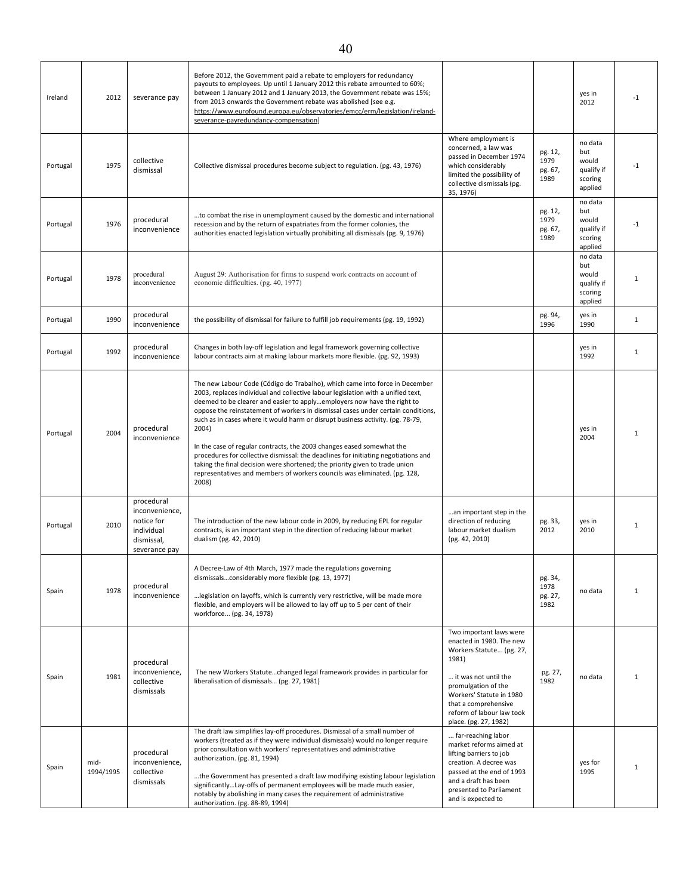| Ireland | 2012 | severance pay | Before 2012, the Government paid a rebate to employers for redundancy payouts to employees. Up until 1 January 2012 this rebate amounted to 60%; between 1 January 2012 and 1 January 2013, the Government rebate was 15%; from 2013 onwards the Government rebate was abolished [see e.g. https://www.eurofound.europa.eu/observatories/emcc/erm/legislation/ireland-severance-payredundancy-compensation] | | | yes in 2012 | -1 |
|---|---|---|---|---|---|---|---|
| Portugal | 1975 | collective dismissal | Collective dismissal procedures become subject to regulation. (pg. 43, 1976) | Where employment is concerned, a law was passed in December 1974 which considerably limited the possibility of collective dismissals (pg. 35, 1976) | pg. 12, 1979 pg. 67, 1989 | no data but would qualify if scoring applied | -1 |
| Portugal | 1976 | procedural inconvenience | …to combat the rise in unemployment caused by the domestic and international recession and by the return of expatriates from the former colonies, the authorities enacted legislation virtually prohibiting all dismissals (pg. 9, 1976) | | pg. 12, 1979 pg. 67, 1989 | no data but would qualify if scoring applied | -1 |
| Portugal | 1978 | procedural inconvenience | August 29: Authorisation for firms to suspend work contracts on account of economic difficulties. (pg. 40, 1977) | | | no data but would qualify if scoring applied | 1 |
| Portugal | 1990 | procedural inconvenience | the possibility of dismissal for failure to fulfill job requirements (pg. 19, 1992) | | pg. 94, 1996 | yes in 1990 | 1 |
| Portugal | 1992 | procedural inconvenience | Changes in both lay-off legislation and legal framework governing collective labour contracts aim at making labour markets more flexible. (pg. 92, 1993) | | | yes in 1992 | 1 |
| Portugal | 2004 | procedural inconvenience | The new Labour Code (Código do Trabalho), which came into force in December 2003, replaces individual and collective labour legislation with a unified text, deemed to be clearer and easier to apply…employers now have the right to oppose the reinstatement of workers in dismissal cases under certain conditions, such as in cases where it would harm or disrupt business activity. (pg. 78-79, 2004)<br><br>In the case of regular contracts, the 2003 changes eased somewhat the procedures for collective dismissal: the deadlines for initiating negotiations and taking the final decision were shortened; the priority given to trade union representatives and members of workers councils was eliminated. (pg. 128, 2008) | | | yes in 2004 | 1 |
| Portugal | 2010 | procedural inconvenience, notice for individual dismissal, severance pay | The introduction of the new labour code in 2009, by reducing EPL for regular contracts, is an important step in the direction of reducing labour market dualism (pg. 42, 2010) | …an important step in the direction of reducing labour market dualism (pg. 42, 2010) | pg. 33, 2012 | yes in 2010 | 1 |
| Spain | 1978 | procedural inconvenience | A Decree-Law of 4th March, 1977 made the regulations governing dismissals…considerably more flexible (pg. 13, 1977)<br><br>…legislation on layoffs, which is currently very restrictive, will be made more flexible, and employers will be allowed to lay off up to 5 per cent of their workforce... (pg. 34, 1978) | | pg. 34, 1978 pg. 27, 1982 | no data | 1 |
| Spain | 1981 | procedural inconvenience, collective dismissals | The new Workers Statute…changed legal framework provides in particular for liberalisation of dismissals… (pg. 27, 1981) | Two important laws were enacted in 1980. The new Workers Statute... (pg. 27, 1981)<br><br>… it was not until the promulgation of the Workers' Statute in 1980 that a comprehensive reform of labour law took place. (pg. 27, 1982) | pg. 27, 1982 | no data | 1 |
| Spain | mid-1994/1995 | procedural inconvenience, collective dismissals | The draft law simplifies lay-off procedures. Dismissal of a small number of workers (treated as if they were individual dismissals) would no longer require prior consultation with workers' representatives and administrative authorization. (pg. 81, 1994)<br><br>…the Government has presented a draft law modifying existing labour legislation significantly…Lay-offs of permanent employees will be made much easier, notably by abolishing in many cases the requirement of administrative authorization. (pg. 88-89, 1994) | … far-reaching labor market reforms aimed at lifting barriers to job creation. A decree was passed at the end of 1993 and a draft has been presented to Parliament and is expected to | | yes for 1995 | 1 |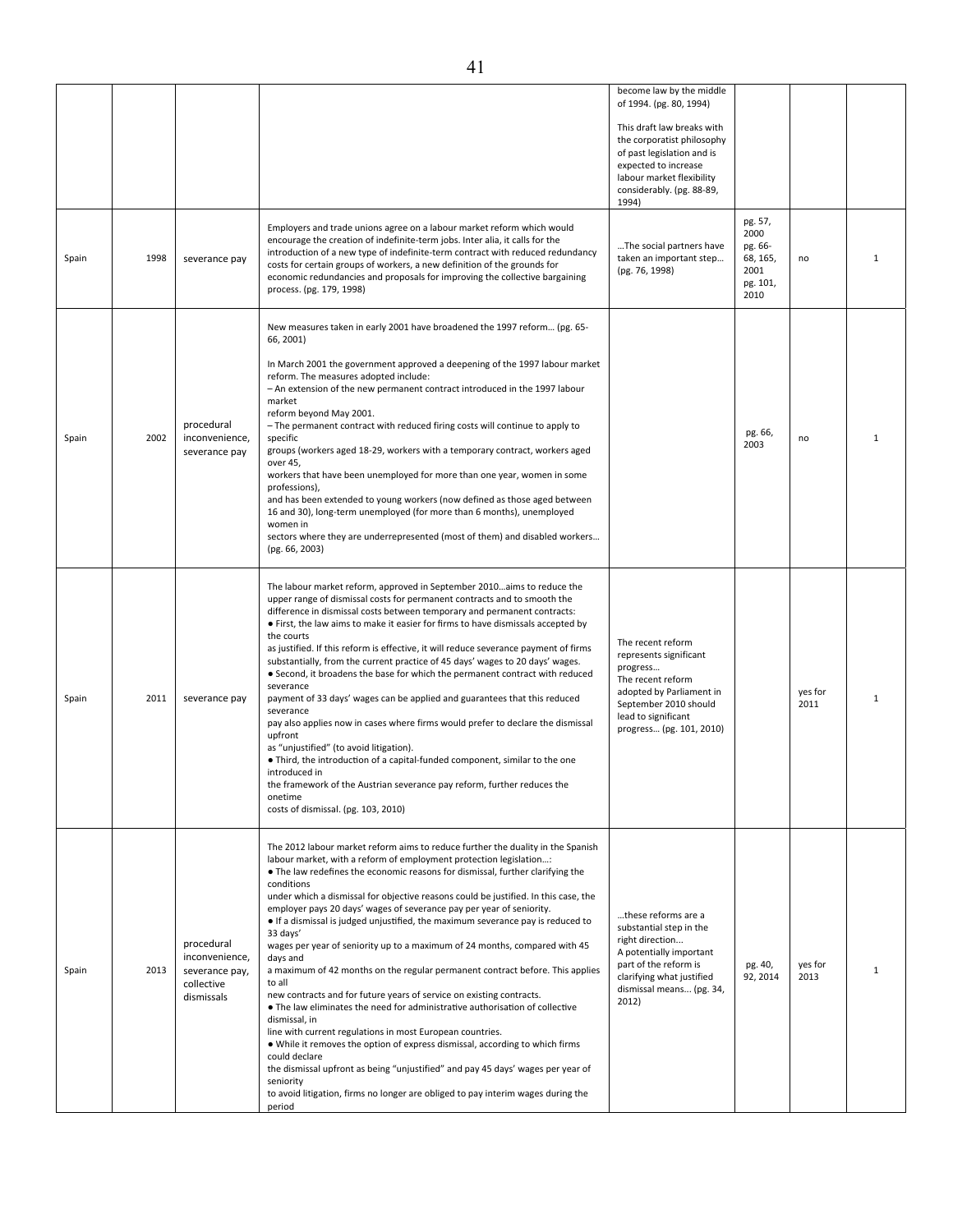|  |  |  |  | become law by the middle of 1994. (pg. 80, 1994)<br><br>This draft law breaks with the corporatist philosophy of past legislation and is expected to increase labour market flexibility considerably. (pg. 88-89, 1994) |  |  |  |
|---|---|---|---|---|---|---|---|
| Spain | 1998 | severance pay | Employers and trade unions agree on a labour market reform which would encourage the creation of indefinite-term jobs. Inter alia, it calls for the introduction of a new type of indefinite-term contract with reduced redundancy costs for certain groups of workers, a new definition of the grounds for economic redundancies and proposals for improving the collective bargaining process. (pg. 179, 1998) | …The social partners have taken an important step… (pg. 76, 1998) | pg. 57, 2000<br>pg. 66-68, 165, 2001<br>pg. 101, 2010 | no | 1 |
| Spain | 2002 | procedural inconvenience, severance pay | New measures taken in early 2001 have broadened the 1997 reform… (pg. 65-66, 2001)<br><br>In March 2001 the government approved a deepening of the 1997 labour market reform. The measures adopted include:<br>– An extension of the new permanent contract introduced in the 1997 labour market reform beyond May 2001.<br>– The permanent contract with reduced firing costs will continue to apply to specific groups (workers aged 18-29, workers with a temporary contract, workers aged over 45, workers that have been unemployed for more than one year, women in some professions), and has been extended to young workers (now defined as those aged between 16 and 30), long-term unemployed (for more than 6 months), unemployed women in sectors where they are underrepresented (most of them) and disabled workers… (pg. 66, 2003) |  | pg. 66, 2003 | no | 1 |
| Spain | 2011 | severance pay | The labour market reform, approved in September 2010…aims to reduce the upper range of dismissal costs for permanent contracts and to smooth the difference in dismissal costs between temporary and permanent contracts:<br>• First, the law aims to make it easier for firms to have dismissals accepted by the courts as justified. If this reform is effective, it will reduce severance payment of firms substantially, from the current practice of 45 days' wages to 20 days' wages.<br>• Second, it broadens the base for which the permanent contract with reduced severance payment of 33 days' wages can be applied and guarantees that this reduced severance pay also applies now in cases where firms would prefer to declare the dismissal upfront as "unjustified" (to avoid litigation).<br>• Third, the introduction of a capital-funded component, similar to the one introduced in the framework of the Austrian severance pay reform, further reduces the onetime costs of dismissal. (pg. 103, 2010) | The recent reform represents significant progress…<br>The recent reform adopted by Parliament in September 2010 should lead to significant progress… (pg. 101, 2010) |  | yes for 2011 | 1 |
| Spain | 2013 | procedural inconvenience, severance pay, collective dismissals | The 2012 labour market reform aims to reduce further the duality in the Spanish labour market, with a reform of employment protection legislation…:<br>• The law redefines the economic reasons for dismissal, further clarifying the conditions under which a dismissal for objective reasons could be justified. In this case, the employer pays 20 days' wages of severance pay per year of seniority.<br>• If a dismissal is judged unjustified, the maximum severance pay is reduced to 33 days' wages per year of seniority up to a maximum of 24 months, compared with 45 days and a maximum of 42 months on the regular permanent contract before. This applies to all new contracts and for future years of service on existing contracts.<br>• The law eliminates the need for administrative authorisation of collective dismissal, in line with current regulations in most European countries.<br>• While it removes the option of express dismissal, according to which firms could declare the dismissal upfront as being "unjustified" and pay 45 days' wages per year of seniority to avoid litigation, firms no longer are obliged to pay interim wages during the period | …these reforms are a substantial step in the right direction…<br>A potentially important part of the reform is clarifying what justified dismissal means… (pg. 34, 2012) | pg. 40, 92, 2014 | yes for 2013 | 1 |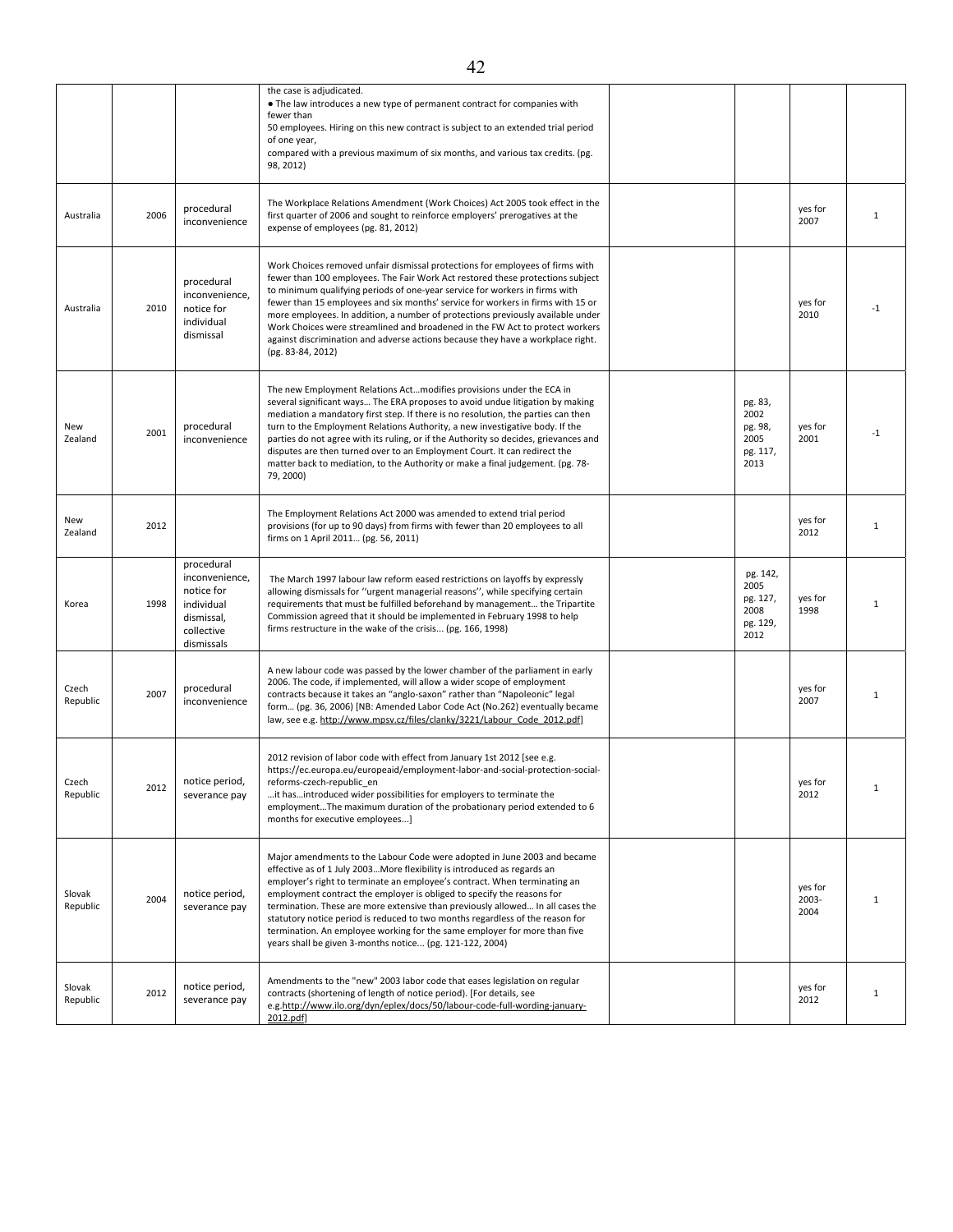|  |  |  |  |  |  |  |  |
|---|---|---|---|---|---|---|---|
|  |  |  | the case is adjudicated. ● The law introduces a new type of permanent contract for companies with fewer than 50 employees. Hiring on this new contract is subject to an extended trial period of one year, compared with a previous maximum of six months, and various tax credits. (pg. 98, 2012) |  |  |  |  |
| Australia | 2006 | procedural inconvenience | The Workplace Relations Amendment (Work Choices) Act 2005 took effect in the first quarter of 2006 and sought to reinforce employers' prerogatives at the expense of employees (pg. 81, 2012) |  |  | yes for 2007 | 1 |
| Australia | 2010 | procedural inconvenience, notice for individual dismissal | Work Choices removed unfair dismissal protections for employees of firms with fewer than 100 employees. The Fair Work Act restored these protections subject to minimum qualifying periods of one-year service for workers in firms with fewer than 15 employees and six months' service for workers in firms with 15 or more employees. In addition, a number of protections previously available under Work Choices were streamlined and broadened in the FW Act to protect workers against discrimination and adverse actions because they have a workplace right. (pg. 83-84, 2012) |  |  | yes for 2010 | -1 |
| New Zealand | 2001 | procedural inconvenience | The new Employment Relations Act…modifies provisions under the ECA in several significant ways… The ERA proposes to avoid undue litigation by making mediation a mandatory first step. If there is no resolution, the parties can then turn to the Employment Relations Authority, a new investigative body. If the parties do not agree with its ruling, or if the Authority so decides, grievances and disputes are then turned over to an Employment Court. It can redirect the matter back to mediation, to the Authority or make a final judgement. (pg. 78-79, 2000) |  | pg. 83, 2002 pg. 98, 2005 pg. 117, 2013 | yes for 2001 | -1 |
| New Zealand | 2012 |  | The Employment Relations Act 2000 was amended to extend trial period provisions (for up to 90 days) from firms with fewer than 20 employees to all firms on 1 April 2011… (pg. 56, 2011) |  |  | yes for 2012 | 1 |
| Korea | 1998 | procedural inconvenience, notice for individual dismissal, collective dismissals | The March 1997 labour law reform eased restrictions on layoffs by expressly allowing dismissals for ''urgent managerial reasons'', while specifying certain requirements that must be fulfilled beforehand by management… the Tripartite Commission agreed that it should be implemented in February 1998 to help firms restructure in the wake of the crisis... (pg. 166, 1998) |  | pg. 142, 2005 pg. 127, 2008 pg. 129, 2012 | yes for 1998 | 1 |
| Czech Republic | 2007 | procedural inconvenience | A new labour code was passed by the lower chamber of the parliament in early 2006. The code, if implemented, will allow a wider scope of employment contracts because it takes an "anglo-saxon" rather than "Napoleonic" legal form… (pg. 36, 2006) [NB: Amended Labor Code Act (No.262) eventually became law, see e.g. http://www.mpsv.cz/files/clanky/3221/Labour_Code_2012.pdf] |  |  | yes for 2007 | 1 |
| Czech Republic | 2012 | notice period, severance pay | 2012 revision of labor code with effect from January 1st 2012 [see e.g. https://ec.europa.eu/europeaid/employment-labor-and-social-protection-social-reforms-czech-republic_en …it has…introduced wider possibilities for employers to terminate the employment…The maximum duration of the probationary period extended to 6 months for executive employees...] |  |  | yes for 2012 | 1 |
| Slovak Republic | 2004 | notice period, severance pay | Major amendments to the Labour Code were adopted in June 2003 and became effective as of 1 July 2003…More flexibility is introduced as regards an employer's right to terminate an employee's contract. When terminating an employment contract the employer is obliged to specify the reasons for termination. These are more extensive than previously allowed… In all cases the statutory notice period is reduced to two months regardless of the reason for termination. An employee working for the same employer for more than five years shall be given 3-months notice... (pg. 121-122, 2004) |  |  | yes for 2003-2004 | 1 |
| Slovak Republic | 2012 | notice period, severance pay | Amendments to the "new" 2003 labor code that eases legislation on regular contracts (shortening of length of notice period). [For details, see e.g.http://www.ilo.org/dyn/eplex/docs/50/labour-code-full-wording-january-2012.pdf] |  |  | yes for 2012 | 1 |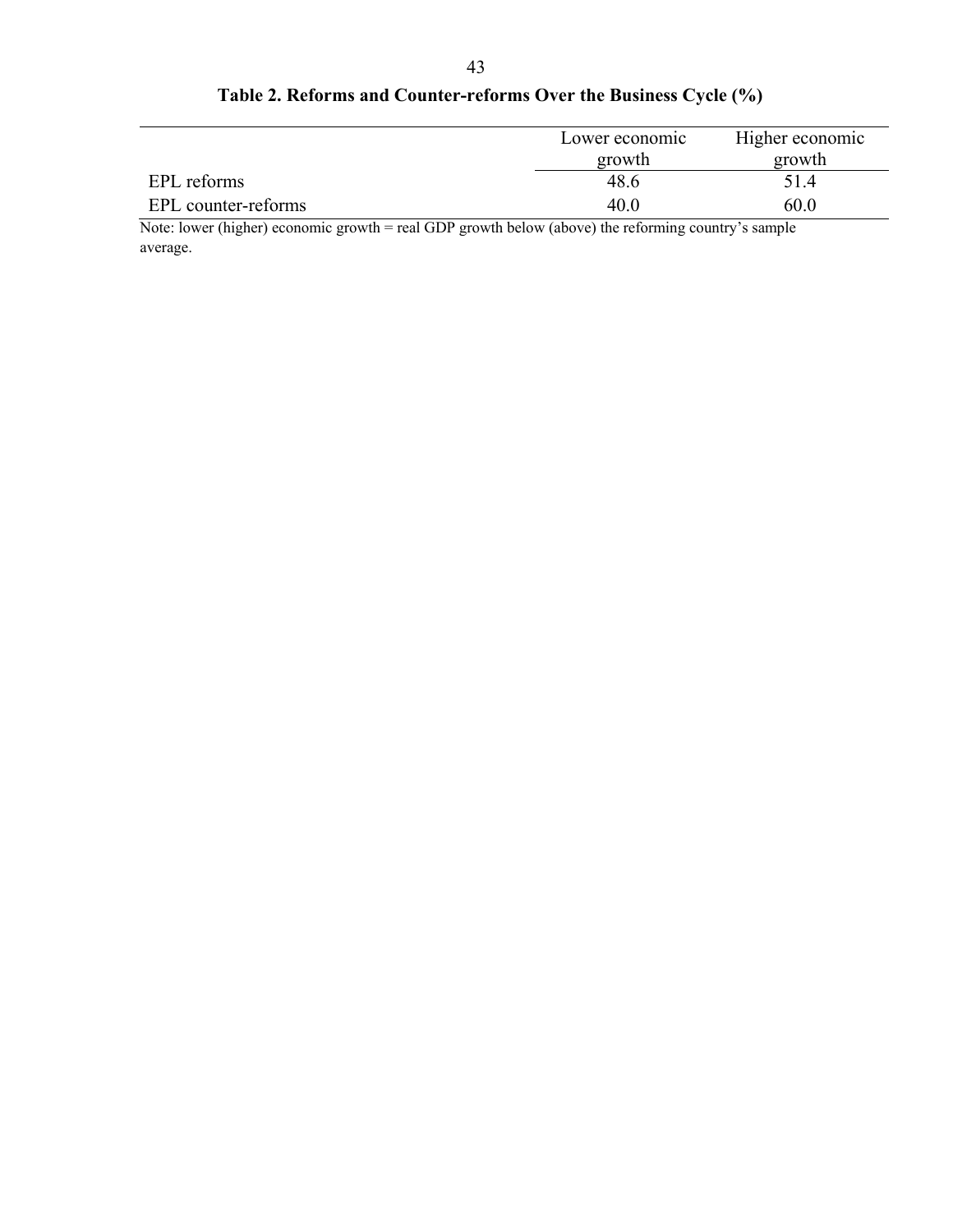**Table 2. Reforms and Counter-reforms Over the Business Cycle (%)**

| | Lower economic growth | Higher economic growth |
|---|---|---|
| EPL reforms | 48.6 | 51.4 |
| EPL counter-reforms | 40.0 | 60.0 |

Note: lower (higher) economic growth = real GDP growth below (above) the reforming country's sample average.